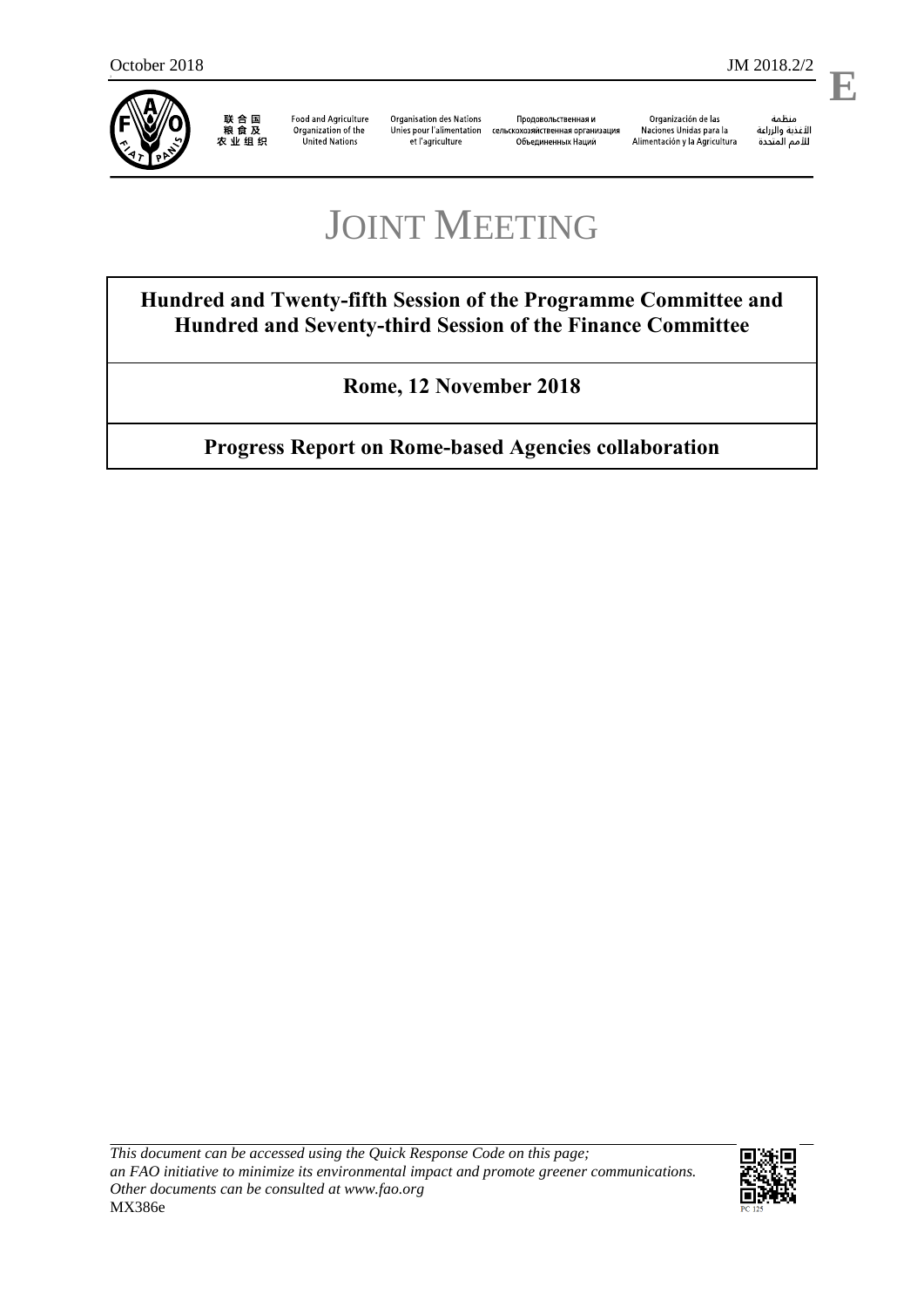October 2018 JM 2018.2/2

E

联合国粮食及农业组织 | Food and Agriculture Organization of the United Nations | Organisation des Nations Unies pour l'alimentation et l'agriculture | Продовольственная и сельскохозяйственная организация Объединенных Наций | Organización de las Naciones Unidas para la Alimentación y la Agricultura | منظمة الأغذية والزراعة للأمم المتحدة

# JOINT MEETING

**Hundred and Twenty-fifth Session of the Programme Committee and Hundred and Seventy-third Session of the Finance Committee**

**Rome, 12 November 2018**

**Progress Report on Rome-based Agencies collaboration**

*This document can be accessed using the Quick Response Code on this page; an FAO initiative to minimize its environmental impact and promote greener communications. Other documents can be consulted at www.fao.org*

MX386e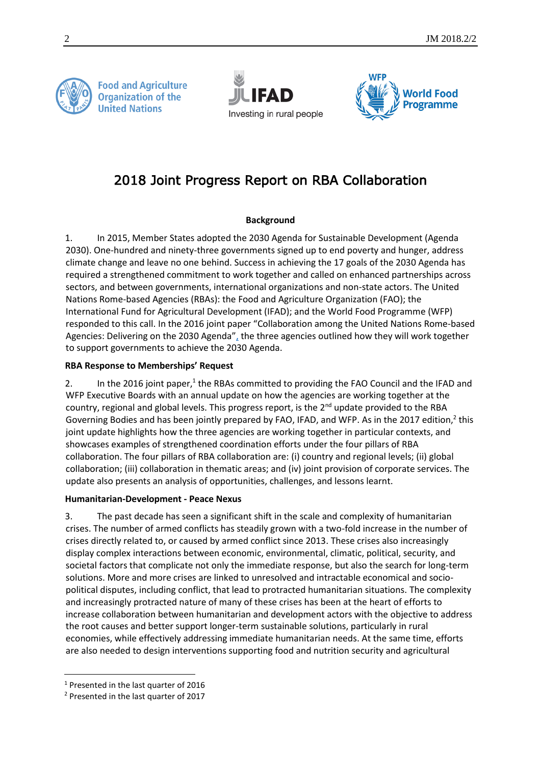# 2018 Joint Progress Report on RBA Collaboration

**Background**

1. In 2015, Member States adopted the 2030 Agenda for Sustainable Development (Agenda 2030). One-hundred and ninety-three governments signed up to end poverty and hunger, address climate change and leave no one behind. Success in achieving the 17 goals of the 2030 Agenda has required a strengthened commitment to work together and called on enhanced partnerships across sectors, and between governments, international organizations and non-state actors. The United Nations Rome-based Agencies (RBAs): the Food and Agriculture Organization (FAO); the International Fund for Agricultural Development (IFAD); and the World Food Programme (WFP) responded to this call. In the 2016 joint paper "Collaboration among the United Nations Rome-based Agencies: Delivering on the 2030 Agenda", the three agencies outlined how they will work together to support governments to achieve the 2030 Agenda.

**RBA Response to Memberships' Request**

2. In the 2016 joint paper,[1] the RBAs committed to providing the FAO Council and the IFAD and WFP Executive Boards with an annual update on how the agencies are working together at the country, regional and global levels. This progress report, is the 2nd update provided to the RBA Governing Bodies and has been jointly prepared by FAO, IFAD, and WFP. As in the 2017 edition,[2] this joint update highlights how the three agencies are working together in particular contexts, and showcases examples of strengthened coordination efforts under the four pillars of RBA collaboration. The four pillars of RBA collaboration are: (i) country and regional levels; (ii) global collaboration; (iii) collaboration in thematic areas; and (iv) joint provision of corporate services. The update also presents an analysis of opportunities, challenges, and lessons learnt.

**Humanitarian-Development - Peace Nexus**

3. The past decade has seen a significant shift in the scale and complexity of humanitarian crises. The number of armed conflicts has steadily grown with a two-fold increase in the number of crises directly related to, or caused by armed conflict since 2013. These crises also increasingly display complex interactions between economic, environmental, climatic, political, security, and societal factors that complicate not only the immediate response, but also the search for long-term solutions. More and more crises are linked to unresolved and intractable economical and socio-political disputes, including conflict, that lead to protracted humanitarian situations. The complexity and increasingly protracted nature of many of these crises has been at the heart of efforts to increase collaboration between humanitarian and development actors with the objective to address the root causes and better support longer-term sustainable solutions, particularly in rural economies, while effectively addressing immediate humanitarian needs. At the same time, efforts are also needed to design interventions supporting food and nutrition security and agricultural

[1] Presented in the last quarter of 2016

[2] Presented in the last quarter of 2017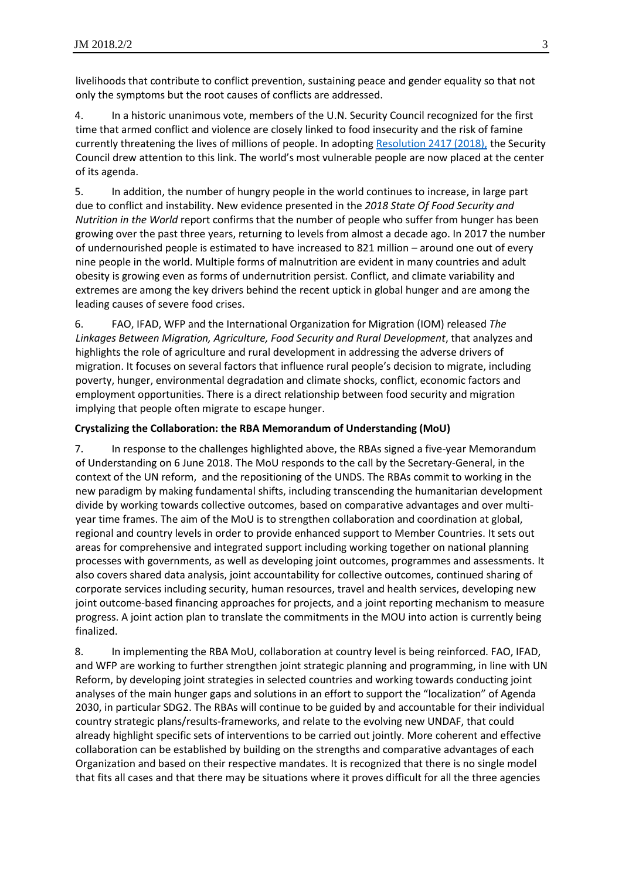livelihoods that contribute to conflict prevention, sustaining peace and gender equality so that not only the symptoms but the root causes of conflicts are addressed.

4. In a historic unanimous vote, members of the U.N. Security Council recognized for the first time that armed conflict and violence are closely linked to food insecurity and the risk of famine currently threatening the lives of millions of people. In adopting [Resolution 2417 (2018),](#) the Security Council drew attention to this link. The world's most vulnerable people are now placed at the center of its agenda.

5. In addition, the number of hungry people in the world continues to increase, in large part due to conflict and instability. New evidence presented in the *2018 State Of Food Security and Nutrition in the World* report confirms that the number of people who suffer from hunger has been growing over the past three years, returning to levels from almost a decade ago. In 2017 the number of undernourished people is estimated to have increased to 821 million – around one out of every nine people in the world. Multiple forms of malnutrition are evident in many countries and adult obesity is growing even as forms of undernutrition persist. Conflict, and climate variability and extremes are among the key drivers behind the recent uptick in global hunger and are among the leading causes of severe food crises.

6. FAO, IFAD, WFP and the International Organization for Migration (IOM) released *The Linkages Between Migration, Agriculture, Food Security and Rural Development*, that analyzes and highlights the role of agriculture and rural development in addressing the adverse drivers of migration. It focuses on several factors that influence rural people's decision to migrate, including poverty, hunger, environmental degradation and climate shocks, conflict, economic factors and employment opportunities. There is a direct relationship between food security and migration implying that people often migrate to escape hunger.

**Crystalizing the Collaboration: the RBA Memorandum of Understanding (MoU)**

7. In response to the challenges highlighted above, the RBAs signed a five-year Memorandum of Understanding on 6 June 2018. The MoU responds to the call by the Secretary-General, in the context of the UN reform, and the repositioning of the UNDS. The RBAs commit to working in the new paradigm by making fundamental shifts, including transcending the humanitarian development divide by working towards collective outcomes, based on comparative advantages and over multi-year time frames. The aim of the MoU is to strengthen collaboration and coordination at global, regional and country levels in order to provide enhanced support to Member Countries. It sets out areas for comprehensive and integrated support including working together on national planning processes with governments, as well as developing joint outcomes, programmes and assessments. It also covers shared data analysis, joint accountability for collective outcomes, continued sharing of corporate services including security, human resources, travel and health services, developing new joint outcome-based financing approaches for projects, and a joint reporting mechanism to measure progress. A joint action plan to translate the commitments in the MOU into action is currently being finalized.

8. In implementing the RBA MoU, collaboration at country level is being reinforced. FAO, IFAD, and WFP are working to further strengthen joint strategic planning and programming, in line with UN Reform, by developing joint strategies in selected countries and working towards conducting joint analyses of the main hunger gaps and solutions in an effort to support the "localization" of Agenda 2030, in particular SDG2. The RBAs will continue to be guided by and accountable for their individual country strategic plans/results-frameworks, and relate to the evolving new UNDAF, that could already highlight specific sets of interventions to be carried out jointly. More coherent and effective collaboration can be established by building on the strengths and comparative advantages of each Organization and based on their respective mandates. It is recognized that there is no single model that fits all cases and that there may be situations where it proves difficult for all the three agencies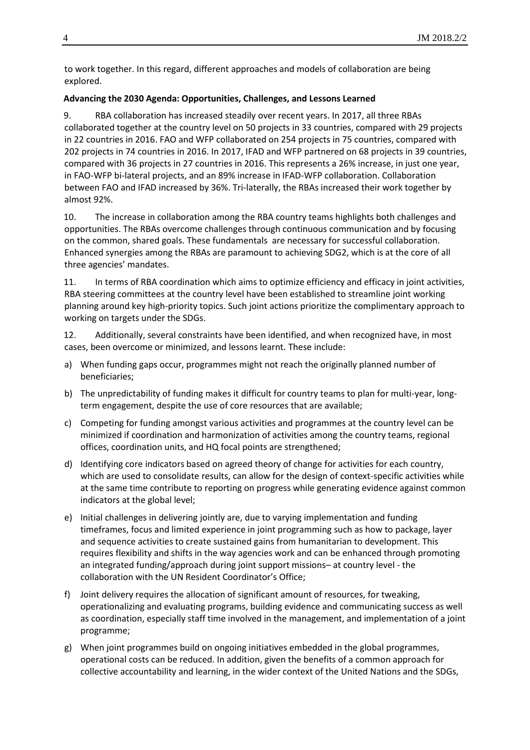to work together. In this regard, different approaches and models of collaboration are being explored.

**Advancing the 2030 Agenda: Opportunities, Challenges, and Lessons Learned**

9. RBA collaboration has increased steadily over recent years. In 2017, all three RBAs collaborated together at the country level on 50 projects in 33 countries, compared with 29 projects in 22 countries in 2016. FAO and WFP collaborated on 254 projects in 75 countries, compared with 202 projects in 74 countries in 2016. In 2017, IFAD and WFP partnered on 68 projects in 39 countries, compared with 36 projects in 27 countries in 2016. This represents a 26% increase, in just one year, in FAO-WFP bi-lateral projects, and an 89% increase in IFAD-WFP collaboration. Collaboration between FAO and IFAD increased by 36%. Tri-laterally, the RBAs increased their work together by almost 92%.

10. The increase in collaboration among the RBA country teams highlights both challenges and opportunities. The RBAs overcome challenges through continuous communication and by focusing on the common, shared goals. These fundamentals are necessary for successful collaboration. Enhanced synergies among the RBAs are paramount to achieving SDG2, which is at the core of all three agencies' mandates.

11. In terms of RBA coordination which aims to optimize efficiency and efficacy in joint activities, RBA steering committees at the country level have been established to streamline joint working planning around key high-priority topics. Such joint actions prioritize the complimentary approach to working on targets under the SDGs.

12. Additionally, several constraints have been identified, and when recognized have, in most cases, been overcome or minimized, and lessons learnt. These include:

a) When funding gaps occur, programmes might not reach the originally planned number of beneficiaries;

b) The unpredictability of funding makes it difficult for country teams to plan for multi-year, long-term engagement, despite the use of core resources that are available;

c) Competing for funding amongst various activities and programmes at the country level can be minimized if coordination and harmonization of activities among the country teams, regional offices, coordination units, and HQ focal points are strengthened;

d) Identifying core indicators based on agreed theory of change for activities for each country, which are used to consolidate results, can allow for the design of context-specific activities while at the same time contribute to reporting on progress while generating evidence against common indicators at the global level;

e) Initial challenges in delivering jointly are, due to varying implementation and funding timeframes, focus and limited experience in joint programming such as how to package, layer and sequence activities to create sustained gains from humanitarian to development. This requires flexibility and shifts in the way agencies work and can be enhanced through promoting an integrated funding/approach during joint support missions– at country level - the collaboration with the UN Resident Coordinator's Office;

f) Joint delivery requires the allocation of significant amount of resources, for tweaking, operationalizing and evaluating programs, building evidence and communicating success as well as coordination, especially staff time involved in the management, and implementation of a joint programme;

g) When joint programmes build on ongoing initiatives embedded in the global programmes, operational costs can be reduced. In addition, given the benefits of a common approach for collective accountability and learning, in the wider context of the United Nations and the SDGs,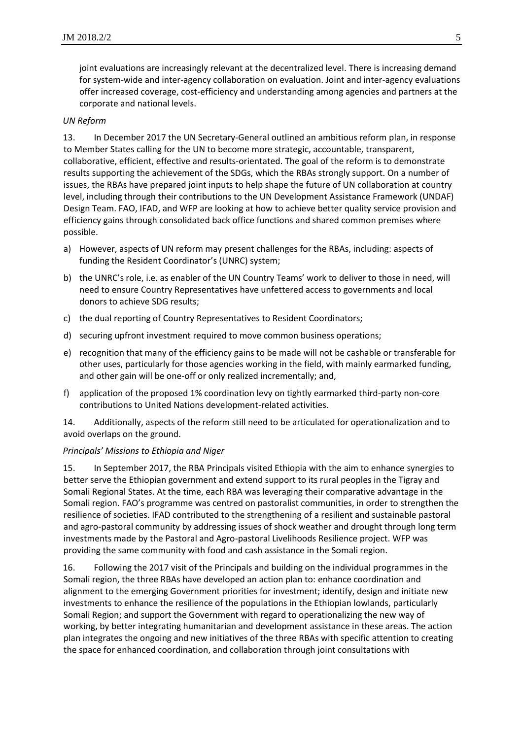joint evaluations are increasingly relevant at the decentralized level. There is increasing demand for system-wide and inter-agency collaboration on evaluation. Joint and inter-agency evaluations offer increased coverage, cost-efficiency and understanding among agencies and partners at the corporate and national levels.

*UN Reform*

13. In December 2017 the UN Secretary-General outlined an ambitious reform plan, in response to Member States calling for the UN to become more strategic, accountable, transparent, collaborative, efficient, effective and results-orientated. The goal of the reform is to demonstrate results supporting the achievement of the SDGs, which the RBAs strongly support. On a number of issues, the RBAs have prepared joint inputs to help shape the future of UN collaboration at country level, including through their contributions to the UN Development Assistance Framework (UNDAF) Design Team. FAO, IFAD, and WFP are looking at how to achieve better quality service provision and efficiency gains through consolidated back office functions and shared common premises where possible.

a) However, aspects of UN reform may present challenges for the RBAs, including: aspects of funding the Resident Coordinator's (UNRC) system;
b) the UNRC's role, i.e. as enabler of the UN Country Teams' work to deliver to those in need, will need to ensure Country Representatives have unfettered access to governments and local donors to achieve SDG results;
c) the dual reporting of Country Representatives to Resident Coordinators;
d) securing upfront investment required to move common business operations;
e) recognition that many of the efficiency gains to be made will not be cashable or transferable for other uses, particularly for those agencies working in the field, with mainly earmarked funding, and other gain will be one-off or only realized incrementally; and,
f) application of the proposed 1% coordination levy on tightly earmarked third-party non-core contributions to United Nations development-related activities.

14. Additionally, aspects of the reform still need to be articulated for operationalization and to avoid overlaps on the ground.

*Principals' Missions to Ethiopia and Niger*

15. In September 2017, the RBA Principals visited Ethiopia with the aim to enhance synergies to better serve the Ethiopian government and extend support to its rural peoples in the Tigray and Somali Regional States. At the time, each RBA was leveraging their comparative advantage in the Somali region. FAO's programme was centred on pastoralist communities, in order to strengthen the resilience of societies. IFAD contributed to the strengthening of a resilient and sustainable pastoral and agro-pastoral community by addressing issues of shock weather and drought through long term investments made by the Pastoral and Agro-pastoral Livelihoods Resilience project. WFP was providing the same community with food and cash assistance in the Somali region.

16. Following the 2017 visit of the Principals and building on the individual programmes in the Somali region, the three RBAs have developed an action plan to: enhance coordination and alignment to the emerging Government priorities for investment; identify, design and initiate new investments to enhance the resilience of the populations in the Ethiopian lowlands, particularly Somali Region; and support the Government with regard to operationalizing the new way of working, by better integrating humanitarian and development assistance in these areas. The action plan integrates the ongoing and new initiatives of the three RBAs with specific attention to creating the space for enhanced coordination, and collaboration through joint consultations with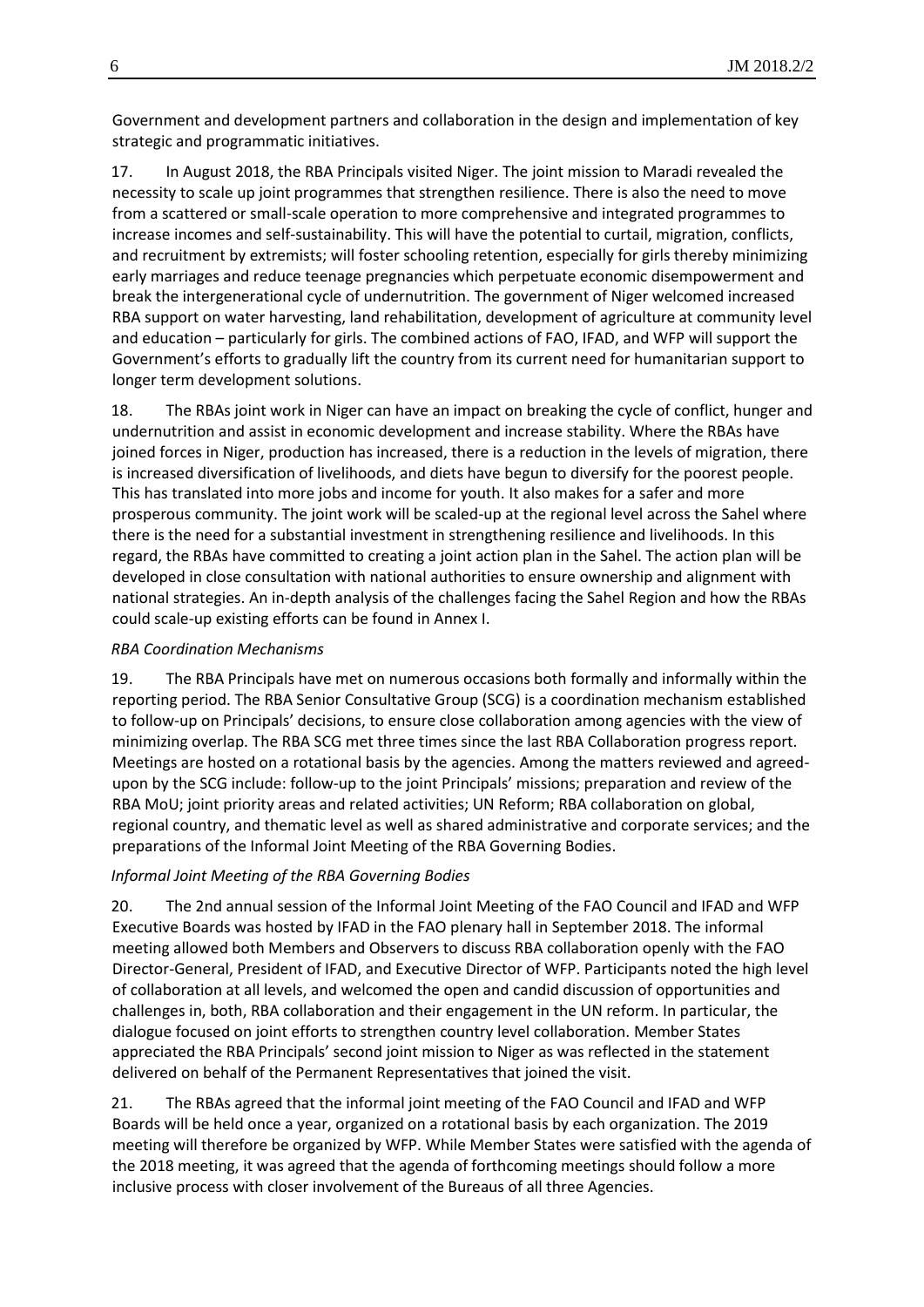Government and development partners and collaboration in the design and implementation of key strategic and programmatic initiatives.

17. In August 2018, the RBA Principals visited Niger. The joint mission to Maradi revealed the necessity to scale up joint programmes that strengthen resilience. There is also the need to move from a scattered or small-scale operation to more comprehensive and integrated programmes to increase incomes and self-sustainability. This will have the potential to curtail, migration, conflicts, and recruitment by extremists; will foster schooling retention, especially for girls thereby minimizing early marriages and reduce teenage pregnancies which perpetuate economic disempowerment and break the intergenerational cycle of undernutrition. The government of Niger welcomed increased RBA support on water harvesting, land rehabilitation, development of agriculture at community level and education – particularly for girls. The combined actions of FAO, IFAD, and WFP will support the Government's efforts to gradually lift the country from its current need for humanitarian support to longer term development solutions.

18. The RBAs joint work in Niger can have an impact on breaking the cycle of conflict, hunger and undernutrition and assist in economic development and increase stability. Where the RBAs have joined forces in Niger, production has increased, there is a reduction in the levels of migration, there is increased diversification of livelihoods, and diets have begun to diversify for the poorest people. This has translated into more jobs and income for youth. It also makes for a safer and more prosperous community. The joint work will be scaled-up at the regional level across the Sahel where there is the need for a substantial investment in strengthening resilience and livelihoods. In this regard, the RBAs have committed to creating a joint action plan in the Sahel. The action plan will be developed in close consultation with national authorities to ensure ownership and alignment with national strategies. An in-depth analysis of the challenges facing the Sahel Region and how the RBAs could scale-up existing efforts can be found in Annex I.

*RBA Coordination Mechanisms*

19. The RBA Principals have met on numerous occasions both formally and informally within the reporting period. The RBA Senior Consultative Group (SCG) is a coordination mechanism established to follow-up on Principals' decisions, to ensure close collaboration among agencies with the view of minimizing overlap. The RBA SCG met three times since the last RBA Collaboration progress report. Meetings are hosted on a rotational basis by the agencies. Among the matters reviewed and agreed-upon by the SCG include: follow-up to the joint Principals' missions; preparation and review of the RBA MoU; joint priority areas and related activities; UN Reform; RBA collaboration on global, regional country, and thematic level as well as shared administrative and corporate services; and the preparations of the Informal Joint Meeting of the RBA Governing Bodies.

*Informal Joint Meeting of the RBA Governing Bodies*

20. The 2nd annual session of the Informal Joint Meeting of the FAO Council and IFAD and WFP Executive Boards was hosted by IFAD in the FAO plenary hall in September 2018. The informal meeting allowed both Members and Observers to discuss RBA collaboration openly with the FAO Director-General, President of IFAD, and Executive Director of WFP. Participants noted the high level of collaboration at all levels, and welcomed the open and candid discussion of opportunities and challenges in, both, RBA collaboration and their engagement in the UN reform. In particular, the dialogue focused on joint efforts to strengthen country level collaboration. Member States appreciated the RBA Principals' second joint mission to Niger as was reflected in the statement delivered on behalf of the Permanent Representatives that joined the visit.

21. The RBAs agreed that the informal joint meeting of the FAO Council and IFAD and WFP Boards will be held once a year, organized on a rotational basis by each organization. The 2019 meeting will therefore be organized by WFP. While Member States were satisfied with the agenda of the 2018 meeting, it was agreed that the agenda of forthcoming meetings should follow a more inclusive process with closer involvement of the Bureaus of all three Agencies.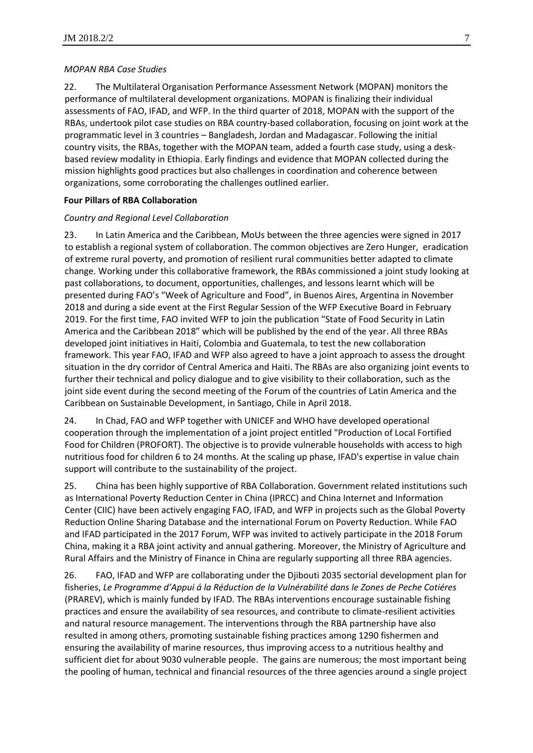*MOPAN RBA Case Studies*

22. The Multilateral Organisation Performance Assessment Network (MOPAN) monitors the performance of multilateral development organizations. MOPAN is finalizing their individual assessments of FAO, IFAD, and WFP. In the third quarter of 2018, MOPAN with the support of the RBAs, undertook pilot case studies on RBA country-based collaboration, focusing on joint work at the programmatic level in 3 countries – Bangladesh, Jordan and Madagascar. Following the initial country visits, the RBAs, together with the MOPAN team, added a fourth case study, using a desk-based review modality in Ethiopia. Early findings and evidence that MOPAN collected during the mission highlights good practices but also challenges in coordination and coherence between organizations, some corroborating the challenges outlined earlier.

**Four Pillars of RBA Collaboration**

*Country and Regional Level Collaboration*

23. In Latin America and the Caribbean, MoUs between the three agencies were signed in 2017 to establish a regional system of collaboration. The common objectives are Zero Hunger, eradication of extreme rural poverty, and promotion of resilient rural communities better adapted to climate change. Working under this collaborative framework, the RBAs commissioned a joint study looking at past collaborations, to document, opportunities, challenges, and lessons learnt which will be presented during FAO's "Week of Agriculture and Food", in Buenos Aires, Argentina in November 2018 and during a side event at the First Regular Session of the WFP Executive Board in February 2019. For the first time, FAO invited WFP to join the publication "State of Food Security in Latin America and the Caribbean 2018" which will be published by the end of the year. All three RBAs developed joint initiatives in Haiti, Colombia and Guatemala, to test the new collaboration framework. This year FAO, IFAD and WFP also agreed to have a joint approach to assess the drought situation in the dry corridor of Central America and Haiti. The RBAs are also organizing joint events to further their technical and policy dialogue and to give visibility to their collaboration, such as the joint side event during the second meeting of the Forum of the countries of Latin America and the Caribbean on Sustainable Development, in Santiago, Chile in April 2018.

24. In Chad, FAO and WFP together with UNICEF and WHO have developed operational cooperation through the implementation of a joint project entitled "Production of Local Fortified Food for Children (PROFORT). The objective is to provide vulnerable households with access to high nutritious food for children 6 to 24 months. At the scaling up phase, IFAD's expertise in value chain support will contribute to the sustainability of the project.

25. China has been highly supportive of RBA Collaboration. Government related institutions such as International Poverty Reduction Center in China (IPRCC) and China Internet and Information Center (CIIC) have been actively engaging FAO, IFAD, and WFP in projects such as the Global Poverty Reduction Online Sharing Database and the international Forum on Poverty Reduction. While FAO and IFAD participated in the 2017 Forum, WFP was invited to actively participate in the 2018 Forum China, making it a RBA joint activity and annual gathering. Moreover, the Ministry of Agriculture and Rural Affairs and the Ministry of Finance in China are regularly supporting all three RBA agencies.

26. FAO, IFAD and WFP are collaborating under the Djibouti 2035 sectorial development plan for fisheries, *Le Programme d'Appui á la Réduction de la Vulnérabilité dans le Zones de Peche Cotiéres* (PRAREV), which is mainly funded by IFAD. The RBAs interventions encourage sustainable fishing practices and ensure the availability of sea resources, and contribute to climate-resilient activities and natural resource management. The interventions through the RBA partnership have also resulted in among others, promoting sustainable fishing practices among 1290 fishermen and ensuring the availability of marine resources, thus improving access to a nutritious healthy and sufficient diet for about 9030 vulnerable people. The gains are numerous; the most important being the pooling of human, technical and financial resources of the three agencies around a single project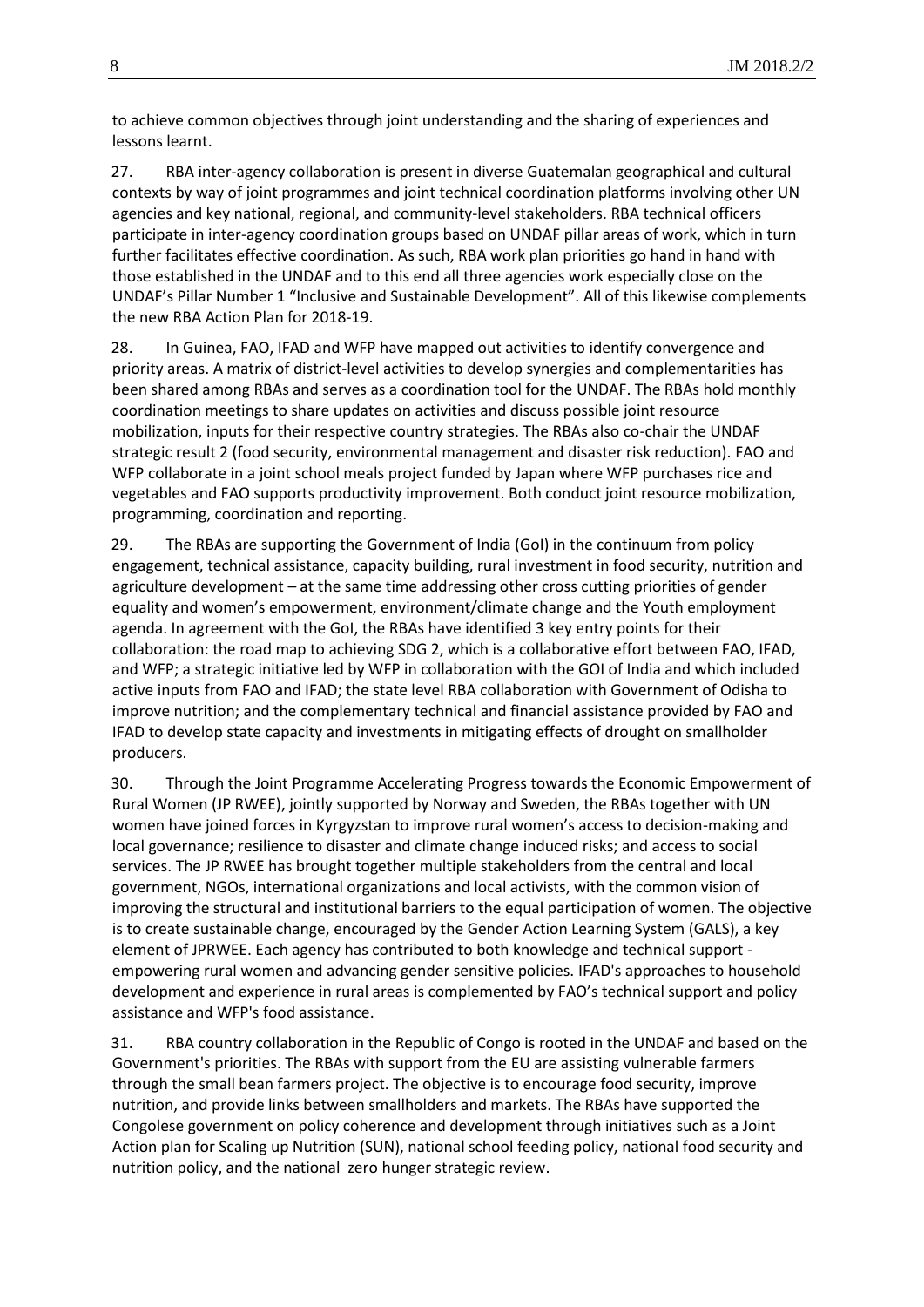to achieve common objectives through joint understanding and the sharing of experiences and lessons learnt.

27. RBA inter-agency collaboration is present in diverse Guatemalan geographical and cultural contexts by way of joint programmes and joint technical coordination platforms involving other UN agencies and key national, regional, and community-level stakeholders. RBA technical officers participate in inter-agency coordination groups based on UNDAF pillar areas of work, which in turn further facilitates effective coordination. As such, RBA work plan priorities go hand in hand with those established in the UNDAF and to this end all three agencies work especially close on the UNDAF's Pillar Number 1 "Inclusive and Sustainable Development". All of this likewise complements the new RBA Action Plan for 2018-19.

28. In Guinea, FAO, IFAD and WFP have mapped out activities to identify convergence and priority areas. A matrix of district-level activities to develop synergies and complementarities has been shared among RBAs and serves as a coordination tool for the UNDAF. The RBAs hold monthly coordination meetings to share updates on activities and discuss possible joint resource mobilization, inputs for their respective country strategies. The RBAs also co-chair the UNDAF strategic result 2 (food security, environmental management and disaster risk reduction). FAO and WFP collaborate in a joint school meals project funded by Japan where WFP purchases rice and vegetables and FAO supports productivity improvement. Both conduct joint resource mobilization, programming, coordination and reporting.

29. The RBAs are supporting the Government of India (GoI) in the continuum from policy engagement, technical assistance, capacity building, rural investment in food security, nutrition and agriculture development – at the same time addressing other cross cutting priorities of gender equality and women's empowerment, environment/climate change and the Youth employment agenda. In agreement with the GoI, the RBAs have identified 3 key entry points for their collaboration: the road map to achieving SDG 2, which is a collaborative effort between FAO, IFAD, and WFP; a strategic initiative led by WFP in collaboration with the GOI of India and which included active inputs from FAO and IFAD; the state level RBA collaboration with Government of Odisha to improve nutrition; and the complementary technical and financial assistance provided by FAO and IFAD to develop state capacity and investments in mitigating effects of drought on smallholder producers.

30. Through the Joint Programme Accelerating Progress towards the Economic Empowerment of Rural Women (JP RWEE), jointly supported by Norway and Sweden, the RBAs together with UN women have joined forces in Kyrgyzstan to improve rural women's access to decision-making and local governance; resilience to disaster and climate change induced risks; and access to social services. The JP RWEE has brought together multiple stakeholders from the central and local government, NGOs, international organizations and local activists, with the common vision of improving the structural and institutional barriers to the equal participation of women. The objective is to create sustainable change, encouraged by the Gender Action Learning System (GALS), a key element of JPRWEE. Each agency has contributed to both knowledge and technical support - empowering rural women and advancing gender sensitive policies. IFAD's approaches to household development and experience in rural areas is complemented by FAO's technical support and policy assistance and WFP's food assistance.

31. RBA country collaboration in the Republic of Congo is rooted in the UNDAF and based on the Government's priorities. The RBAs with support from the EU are assisting vulnerable farmers through the small bean farmers project. The objective is to encourage food security, improve nutrition, and provide links between smallholders and markets. The RBAs have supported the Congolese government on policy coherence and development through initiatives such as a Joint Action plan for Scaling up Nutrition (SUN), national school feeding policy, national food security and nutrition policy, and the national zero hunger strategic review.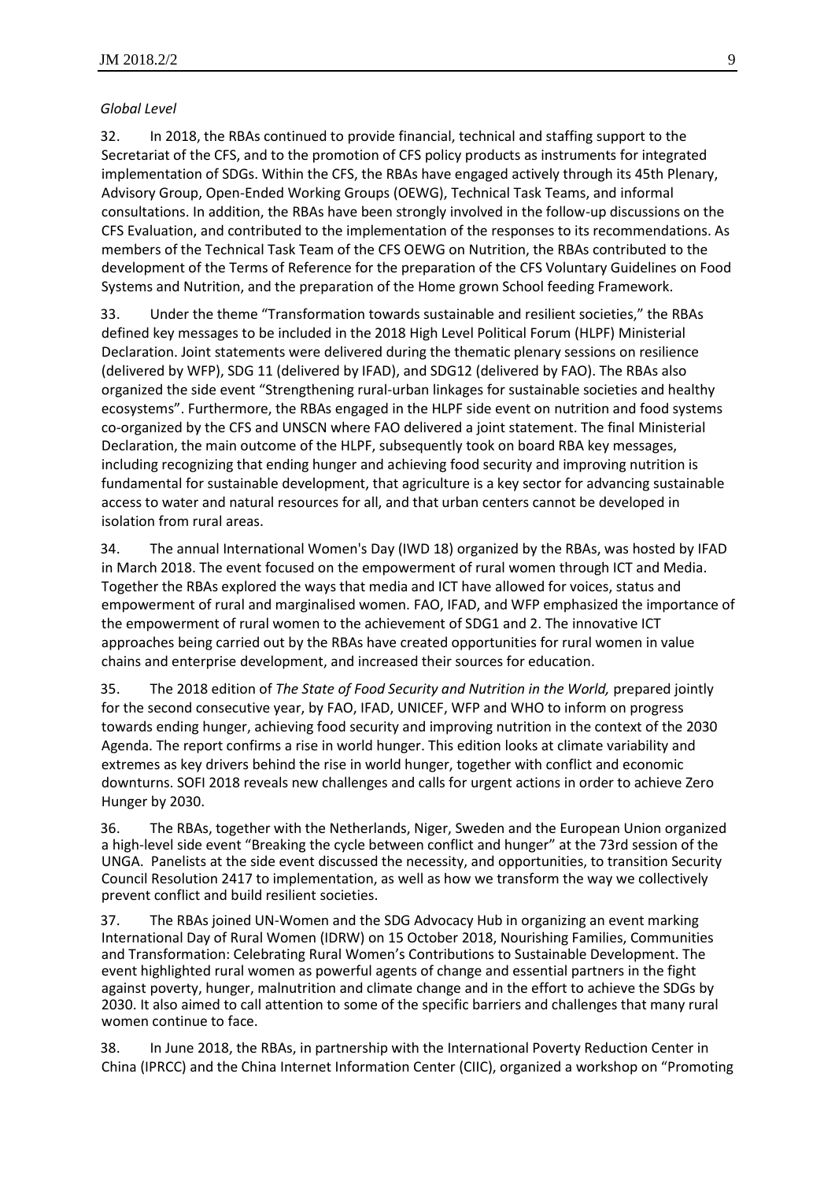*Global Level*

32. In 2018, the RBAs continued to provide financial, technical and staffing support to the Secretariat of the CFS, and to the promotion of CFS policy products as instruments for integrated implementation of SDGs. Within the CFS, the RBAs have engaged actively through its 45th Plenary, Advisory Group, Open-Ended Working Groups (OEWG), Technical Task Teams, and informal consultations. In addition, the RBAs have been strongly involved in the follow-up discussions on the CFS Evaluation, and contributed to the implementation of the responses to its recommendations. As members of the Technical Task Team of the CFS OEWG on Nutrition, the RBAs contributed to the development of the Terms of Reference for the preparation of the CFS Voluntary Guidelines on Food Systems and Nutrition, and the preparation of the Home grown School feeding Framework.

33. Under the theme "Transformation towards sustainable and resilient societies," the RBAs defined key messages to be included in the 2018 High Level Political Forum (HLPF) Ministerial Declaration. Joint statements were delivered during the thematic plenary sessions on resilience (delivered by WFP), SDG 11 (delivered by IFAD), and SDG12 (delivered by FAO). The RBAs also organized the side event "Strengthening rural-urban linkages for sustainable societies and healthy ecosystems". Furthermore, the RBAs engaged in the HLPF side event on nutrition and food systems co-organized by the CFS and UNSCN where FAO delivered a joint statement. The final Ministerial Declaration, the main outcome of the HLPF, subsequently took on board RBA key messages, including recognizing that ending hunger and achieving food security and improving nutrition is fundamental for sustainable development, that agriculture is a key sector for advancing sustainable access to water and natural resources for all, and that urban centers cannot be developed in isolation from rural areas.

34. The annual International Women's Day (IWD 18) organized by the RBAs, was hosted by IFAD in March 2018. The event focused on the empowerment of rural women through ICT and Media. Together the RBAs explored the ways that media and ICT have allowed for voices, status and empowerment of rural and marginalised women. FAO, IFAD, and WFP emphasized the importance of the empowerment of rural women to the achievement of SDG1 and 2. The innovative ICT approaches being carried out by the RBAs have created opportunities for rural women in value chains and enterprise development, and increased their sources for education.

35. The 2018 edition of *The State of Food Security and Nutrition in the World,* prepared jointly for the second consecutive year, by FAO, IFAD, UNICEF, WFP and WHO to inform on progress towards ending hunger, achieving food security and improving nutrition in the context of the 2030 Agenda. The report confirms a rise in world hunger. This edition looks at climate variability and extremes as key drivers behind the rise in world hunger, together with conflict and economic downturns. SOFI 2018 reveals new challenges and calls for urgent actions in order to achieve Zero Hunger by 2030.

36. The RBAs, together with the Netherlands, Niger, Sweden and the European Union organized a high-level side event "Breaking the cycle between conflict and hunger" at the 73rd session of the UNGA. Panelists at the side event discussed the necessity, and opportunities, to transition Security Council Resolution 2417 to implementation, as well as how we transform the way we collectively prevent conflict and build resilient societies.

37. The RBAs joined UN-Women and the SDG Advocacy Hub in organizing an event marking International Day of Rural Women (IDRW) on 15 October 2018, Nourishing Families, Communities and Transformation: Celebrating Rural Women's Contributions to Sustainable Development. The event highlighted rural women as powerful agents of change and essential partners in the fight against poverty, hunger, malnutrition and climate change and in the effort to achieve the SDGs by 2030. It also aimed to call attention to some of the specific barriers and challenges that many rural women continue to face.

38. In June 2018, the RBAs, in partnership with the International Poverty Reduction Center in China (IPRCC) and the China Internet Information Center (CIIC), organized a workshop on "Promoting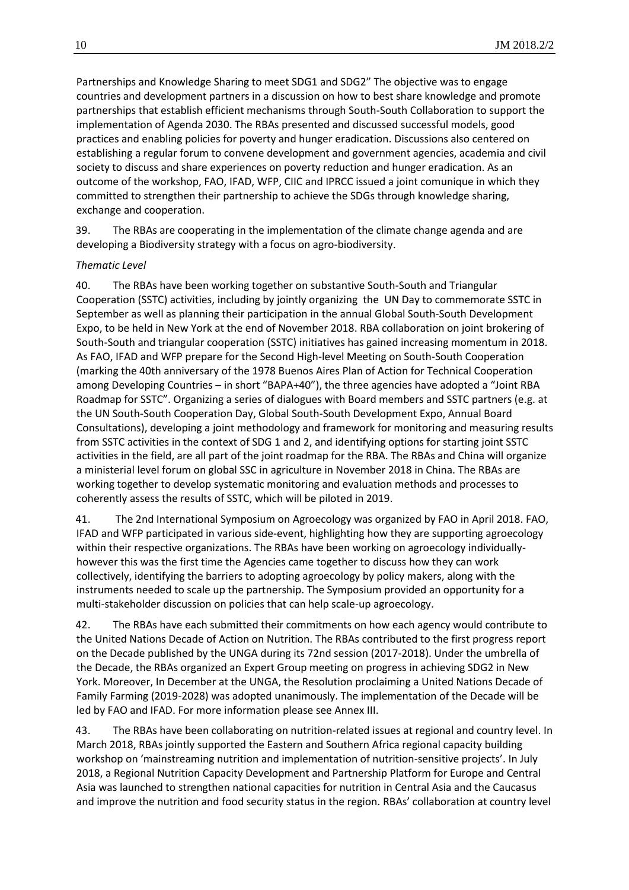Partnerships and Knowledge Sharing to meet SDG1 and SDG2" The objective was to engage countries and development partners in a discussion on how to best share knowledge and promote partnerships that establish efficient mechanisms through South-South Collaboration to support the implementation of Agenda 2030. The RBAs presented and discussed successful models, good practices and enabling policies for poverty and hunger eradication. Discussions also centered on establishing a regular forum to convene development and government agencies, academia and civil society to discuss and share experiences on poverty reduction and hunger eradication. As an outcome of the workshop, FAO, IFAD, WFP, CIIC and IPRCC issued a joint comunique in which they committed to strengthen their partnership to achieve the SDGs through knowledge sharing, exchange and cooperation.

39. The RBAs are cooperating in the implementation of the climate change agenda and are developing a Biodiversity strategy with a focus on agro-biodiversity.

*Thematic Level*

40. The RBAs have been working together on substantive South-South and Triangular Cooperation (SSTC) activities, including by jointly organizing the UN Day to commemorate SSTC in September as well as planning their participation in the annual Global South-South Development Expo, to be held in New York at the end of November 2018. RBA collaboration on joint brokering of South-South and triangular cooperation (SSTC) initiatives has gained increasing momentum in 2018. As FAO, IFAD and WFP prepare for the Second High-level Meeting on South-South Cooperation (marking the 40th anniversary of the 1978 Buenos Aires Plan of Action for Technical Cooperation among Developing Countries – in short "BAPA+40"), the three agencies have adopted a "Joint RBA Roadmap for SSTC". Organizing a series of dialogues with Board members and SSTC partners (e.g. at the UN South-South Cooperation Day, Global South-South Development Expo, Annual Board Consultations), developing a joint methodology and framework for monitoring and measuring results from SSTC activities in the context of SDG 1 and 2, and identifying options for starting joint SSTC activities in the field, are all part of the joint roadmap for the RBA. The RBAs and China will organize a ministerial level forum on global SSC in agriculture in November 2018 in China. The RBAs are working together to develop systematic monitoring and evaluation methods and processes to coherently assess the results of SSTC, which will be piloted in 2019.

41. The 2nd International Symposium on Agroecology was organized by FAO in April 2018. FAO, IFAD and WFP participated in various side-event, highlighting how they are supporting agroecology within their respective organizations. The RBAs have been working on agroecology individually-however this was the first time the Agencies came together to discuss how they can work collectively, identifying the barriers to adopting agroecology by policy makers, along with the instruments needed to scale up the partnership. The Symposium provided an opportunity for a multi-stakeholder discussion on policies that can help scale-up agroecology.

42. The RBAs have each submitted their commitments on how each agency would contribute to the United Nations Decade of Action on Nutrition. The RBAs contributed to the first progress report on the Decade published by the UNGA during its 72nd session (2017-2018). Under the umbrella of the Decade, the RBAs organized an Expert Group meeting on progress in achieving SDG2 in New York. Moreover, In December at the UNGA, the Resolution proclaiming a United Nations Decade of Family Farming (2019-2028) was adopted unanimously. The implementation of the Decade will be led by FAO and IFAD. For more information please see Annex III.

43. The RBAs have been collaborating on nutrition-related issues at regional and country level. In March 2018, RBAs jointly supported the Eastern and Southern Africa regional capacity building workshop on 'mainstreaming nutrition and implementation of nutrition-sensitive projects'. In July 2018, a Regional Nutrition Capacity Development and Partnership Platform for Europe and Central Asia was launched to strengthen national capacities for nutrition in Central Asia and the Caucasus and improve the nutrition and food security status in the region. RBAs' collaboration at country level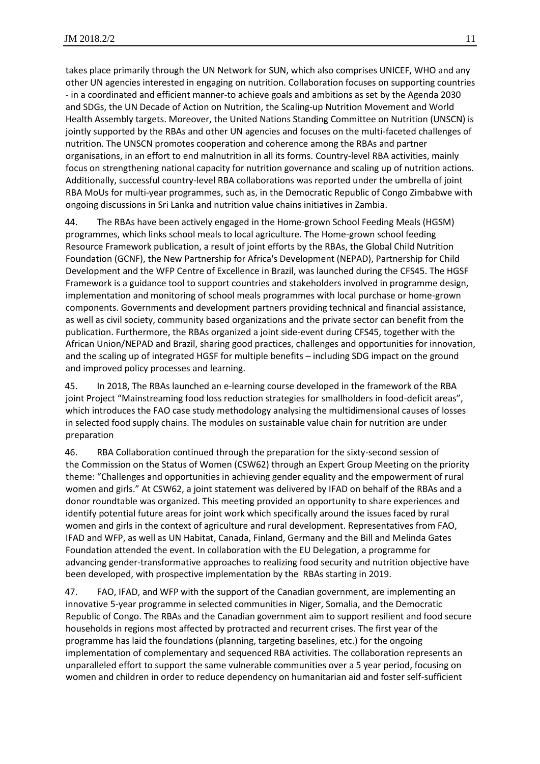takes place primarily through the UN Network for SUN, which also comprises UNICEF, WHO and any other UN agencies interested in engaging on nutrition. Collaboration focuses on supporting countries - in a coordinated and efficient manner-to achieve goals and ambitions as set by the Agenda 2030 and SDGs, the UN Decade of Action on Nutrition, the Scaling-up Nutrition Movement and World Health Assembly targets. Moreover, the United Nations Standing Committee on Nutrition (UNSCN) is jointly supported by the RBAs and other UN agencies and focuses on the multi-faceted challenges of nutrition. The UNSCN promotes cooperation and coherence among the RBAs and partner organisations, in an effort to end malnutrition in all its forms. Country-level RBA activities, mainly focus on strengthening national capacity for nutrition governance and scaling up of nutrition actions. Additionally, successful country-level RBA collaborations was reported under the umbrella of joint RBA MoUs for multi-year programmes, such as, in the Democratic Republic of Congo Zimbabwe with ongoing discussions in Sri Lanka and nutrition value chains initiatives in Zambia.

44. The RBAs have been actively engaged in the Home-grown School Feeding Meals (HGSM) programmes, which links school meals to local agriculture. The Home-grown school feeding Resource Framework publication, a result of joint efforts by the RBAs, the Global Child Nutrition Foundation (GCNF), the New Partnership for Africa's Development (NEPAD), Partnership for Child Development and the WFP Centre of Excellence in Brazil, was launched during the CFS45. The HGSF Framework is a guidance tool to support countries and stakeholders involved in programme design, implementation and monitoring of school meals programmes with local purchase or home-grown components. Governments and development partners providing technical and financial assistance, as well as civil society, community based organizations and the private sector can benefit from the publication. Furthermore, the RBAs organized a joint side-event during CFS45, together with the African Union/NEPAD and Brazil, sharing good practices, challenges and opportunities for innovation, and the scaling up of integrated HGSF for multiple benefits – including SDG impact on the ground and improved policy processes and learning.

45. In 2018, The RBAs launched an e-learning course developed in the framework of the RBA joint Project "Mainstreaming food loss reduction strategies for smallholders in food-deficit areas", which introduces the FAO case study methodology analysing the multidimensional causes of losses in selected food supply chains. The modules on sustainable value chain for nutrition are under preparation

46. RBA Collaboration continued through the preparation for the sixty-second session of the Commission on the Status of Women (CSW62) through an Expert Group Meeting on the priority theme: "Challenges and opportunities in achieving gender equality and the empowerment of rural women and girls." At CSW62, a joint statement was delivered by IFAD on behalf of the RBAs and a donor roundtable was organized. This meeting provided an opportunity to share experiences and identify potential future areas for joint work which specifically around the issues faced by rural women and girls in the context of agriculture and rural development. Representatives from FAO, IFAD and WFP, as well as UN Habitat, Canada, Finland, Germany and the Bill and Melinda Gates Foundation attended the event. In collaboration with the EU Delegation, a programme for advancing gender-transformative approaches to realizing food security and nutrition objective have been developed, with prospective implementation by the RBAs starting in 2019.

47. FAO, IFAD, and WFP with the support of the Canadian government, are implementing an innovative 5-year programme in selected communities in Niger, Somalia, and the Democratic Republic of Congo. The RBAs and the Canadian government aim to support resilient and food secure households in regions most affected by protracted and recurrent crises. The first year of the programme has laid the foundations (planning, targeting baselines, etc.) for the ongoing implementation of complementary and sequenced RBA activities. The collaboration represents an unparalleled effort to support the same vulnerable communities over a 5 year period, focusing on women and children in order to reduce dependency on humanitarian aid and foster self-sufficient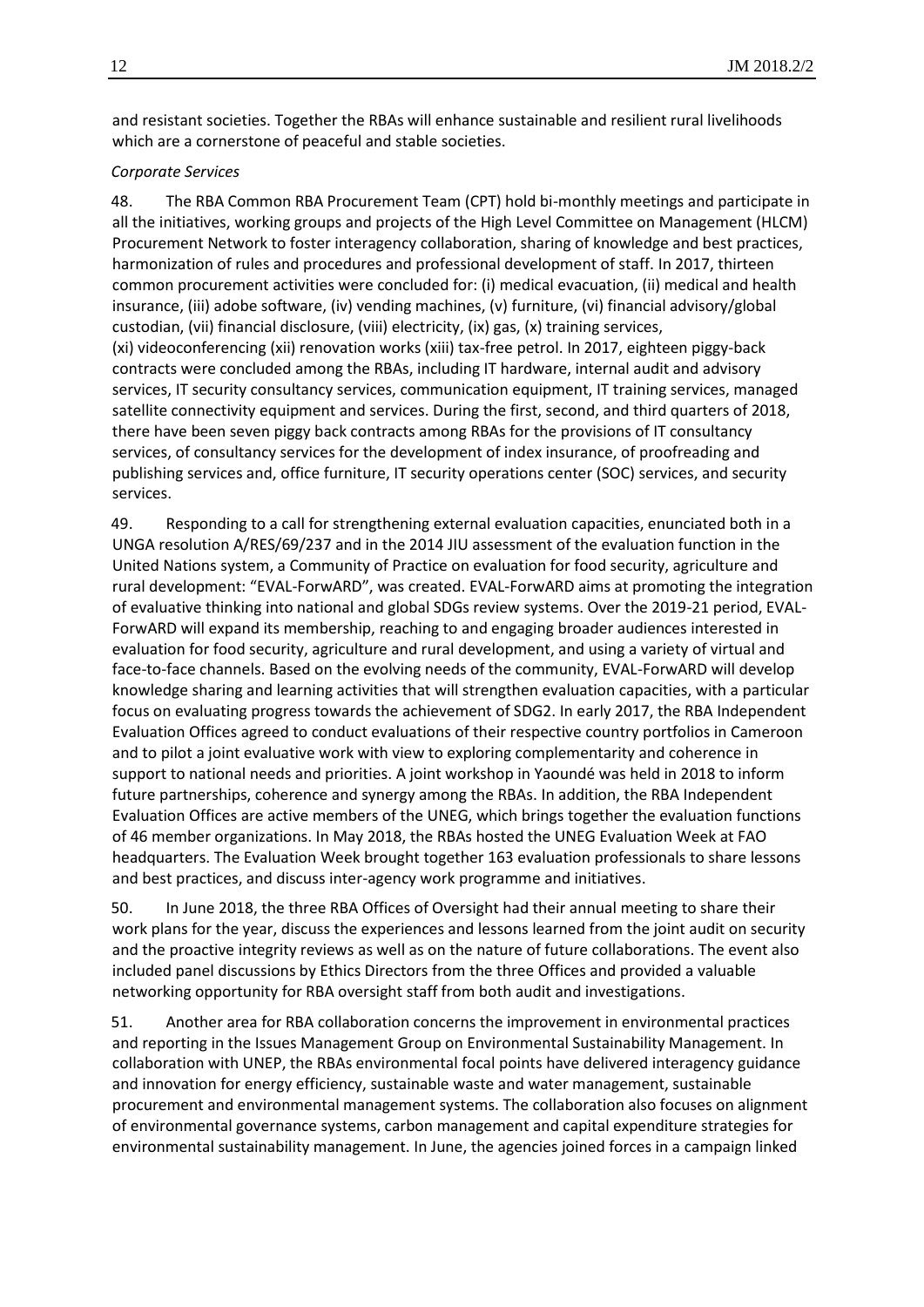and resistant societies. Together the RBAs will enhance sustainable and resilient rural livelihoods which are a cornerstone of peaceful and stable societies.

*Corporate Services*

48. The RBA Common RBA Procurement Team (CPT) hold bi-monthly meetings and participate in all the initiatives, working groups and projects of the High Level Committee on Management (HLCM) Procurement Network to foster interagency collaboration, sharing of knowledge and best practices, harmonization of rules and procedures and professional development of staff. In 2017, thirteen common procurement activities were concluded for: (i) medical evacuation, (ii) medical and health insurance, (iii) adobe software, (iv) vending machines, (v) furniture, (vi) financial advisory/global custodian, (vii) financial disclosure, (viii) electricity, (ix) gas, (x) training services, (xi) videoconferencing (xii) renovation works (xiii) tax-free petrol. In 2017, eighteen piggy-back contracts were concluded among the RBAs, including IT hardware, internal audit and advisory services, IT security consultancy services, communication equipment, IT training services, managed satellite connectivity equipment and services. During the first, second, and third quarters of 2018, there have been seven piggy back contracts among RBAs for the provisions of IT consultancy services, of consultancy services for the development of index insurance, of proofreading and publishing services and, office furniture, IT security operations center (SOC) services, and security services.

49. Responding to a call for strengthening external evaluation capacities, enunciated both in a UNGA resolution A/RES/69/237 and in the 2014 JIU assessment of the evaluation function in the United Nations system, a Community of Practice on evaluation for food security, agriculture and rural development: "EVAL-ForwARD", was created. EVAL-ForwARD aims at promoting the integration of evaluative thinking into national and global SDGs review systems. Over the 2019-21 period, EVAL-ForwARD will expand its membership, reaching to and engaging broader audiences interested in evaluation for food security, agriculture and rural development, and using a variety of virtual and face-to-face channels. Based on the evolving needs of the community, EVAL-ForwARD will develop knowledge sharing and learning activities that will strengthen evaluation capacities, with a particular focus on evaluating progress towards the achievement of SDG2. In early 2017, the RBA Independent Evaluation Offices agreed to conduct evaluations of their respective country portfolios in Cameroon and to pilot a joint evaluative work with view to exploring complementarity and coherence in support to national needs and priorities. A joint workshop in Yaoundé was held in 2018 to inform future partnerships, coherence and synergy among the RBAs. In addition, the RBA Independent Evaluation Offices are active members of the UNEG, which brings together the evaluation functions of 46 member organizations. In May 2018, the RBAs hosted the UNEG Evaluation Week at FAO headquarters. The Evaluation Week brought together 163 evaluation professionals to share lessons and best practices, and discuss inter-agency work programme and initiatives.

50. In June 2018, the three RBA Offices of Oversight had their annual meeting to share their work plans for the year, discuss the experiences and lessons learned from the joint audit on security and the proactive integrity reviews as well as on the nature of future collaborations. The event also included panel discussions by Ethics Directors from the three Offices and provided a valuable networking opportunity for RBA oversight staff from both audit and investigations.

51. Another area for RBA collaboration concerns the improvement in environmental practices and reporting in the Issues Management Group on Environmental Sustainability Management. In collaboration with UNEP, the RBAs environmental focal points have delivered interagency guidance and innovation for energy efficiency, sustainable waste and water management, sustainable procurement and environmental management systems. The collaboration also focuses on alignment of environmental governance systems, carbon management and capital expenditure strategies for environmental sustainability management. In June, the agencies joined forces in a campaign linked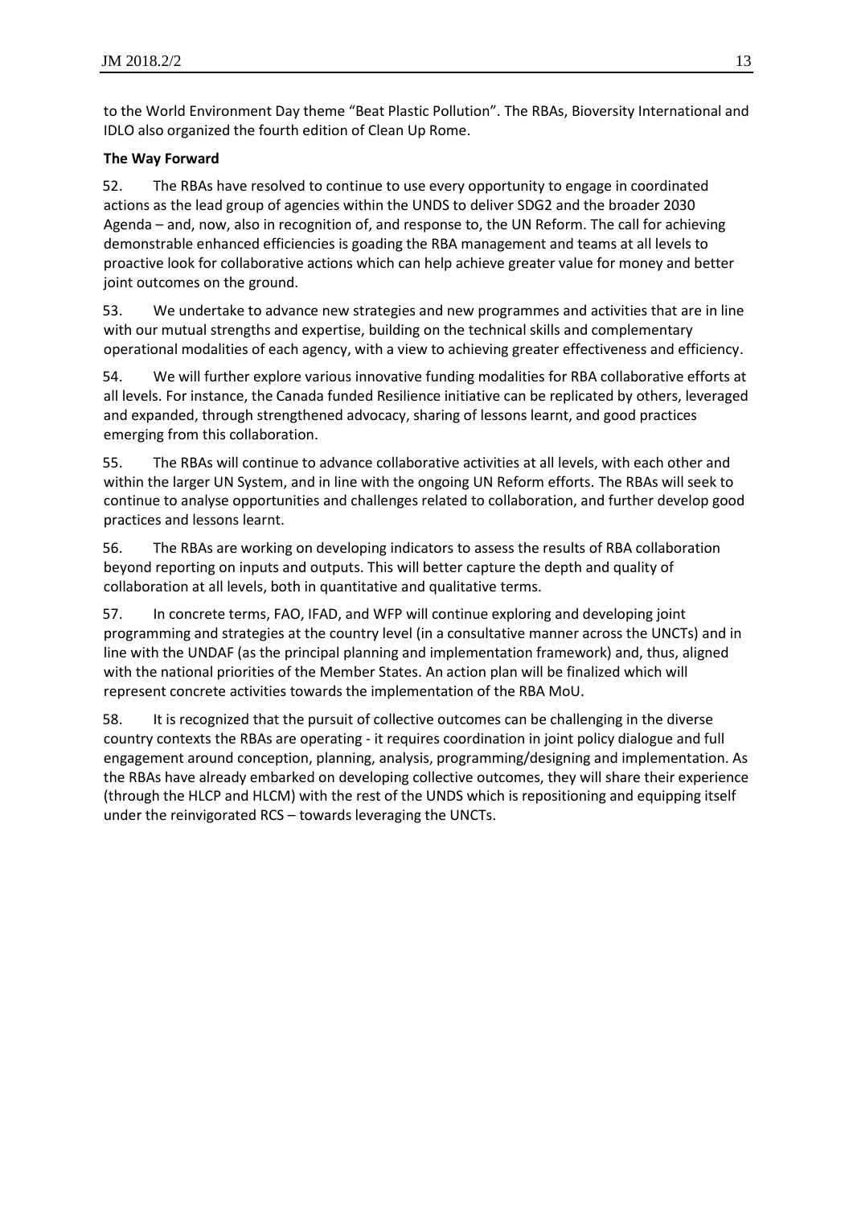to the World Environment Day theme "Beat Plastic Pollution". The RBAs, Bioversity International and IDLO also organized the fourth edition of Clean Up Rome.

**The Way Forward**

52. The RBAs have resolved to continue to use every opportunity to engage in coordinated actions as the lead group of agencies within the UNDS to deliver SDG2 and the broader 2030 Agenda – and, now, also in recognition of, and response to, the UN Reform. The call for achieving demonstrable enhanced efficiencies is goading the RBA management and teams at all levels to proactive look for collaborative actions which can help achieve greater value for money and better joint outcomes on the ground.

53. We undertake to advance new strategies and new programmes and activities that are in line with our mutual strengths and expertise, building on the technical skills and complementary operational modalities of each agency, with a view to achieving greater effectiveness and efficiency.

54. We will further explore various innovative funding modalities for RBA collaborative efforts at all levels. For instance, the Canada funded Resilience initiative can be replicated by others, leveraged and expanded, through strengthened advocacy, sharing of lessons learnt, and good practices emerging from this collaboration.

55. The RBAs will continue to advance collaborative activities at all levels, with each other and within the larger UN System, and in line with the ongoing UN Reform efforts. The RBAs will seek to continue to analyse opportunities and challenges related to collaboration, and further develop good practices and lessons learnt.

56. The RBAs are working on developing indicators to assess the results of RBA collaboration beyond reporting on inputs and outputs. This will better capture the depth and quality of collaboration at all levels, both in quantitative and qualitative terms.

57. In concrete terms, FAO, IFAD, and WFP will continue exploring and developing joint programming and strategies at the country level (in a consultative manner across the UNCTs) and in line with the UNDAF (as the principal planning and implementation framework) and, thus, aligned with the national priorities of the Member States. An action plan will be finalized which will represent concrete activities towards the implementation of the RBA MoU.

58. It is recognized that the pursuit of collective outcomes can be challenging in the diverse country contexts the RBAs are operating - it requires coordination in joint policy dialogue and full engagement around conception, planning, analysis, programming/designing and implementation. As the RBAs have already embarked on developing collective outcomes, they will share their experience (through the HLCP and HLCM) with the rest of the UNDS which is repositioning and equipping itself under the reinvigorated RCS – towards leveraging the UNCTs.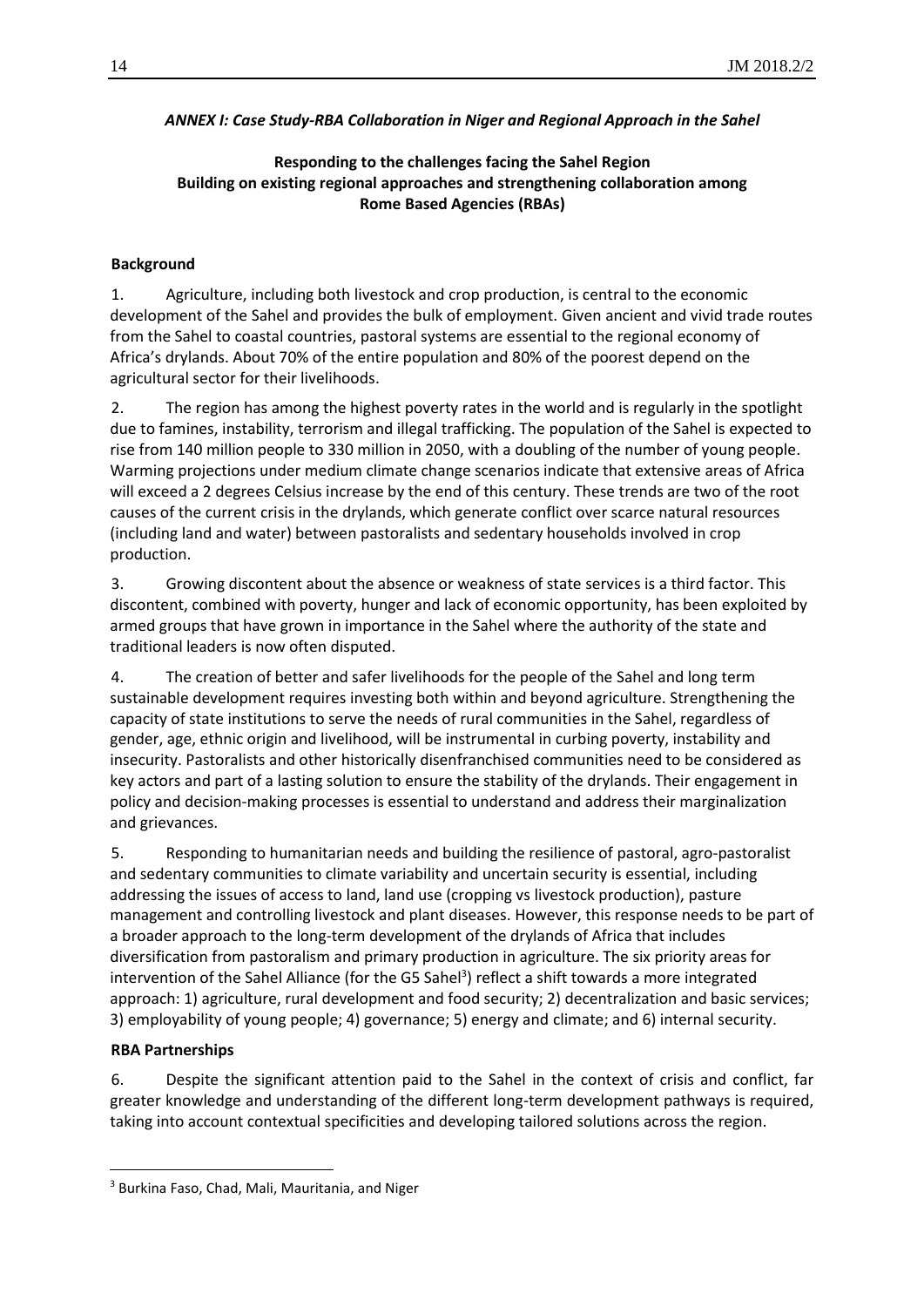***ANNEX I: Case Study-RBA Collaboration in Niger and Regional Approach in the Sahel***

**Responding to the challenges facing the Sahel Region**
**Building on existing regional approaches and strengthening collaboration among Rome Based Agencies (RBAs)**

**Background**

1. Agriculture, including both livestock and crop production, is central to the economic development of the Sahel and provides the bulk of employment. Given ancient and vivid trade routes from the Sahel to coastal countries, pastoral systems are essential to the regional economy of Africa's drylands. About 70% of the entire population and 80% of the poorest depend on the agricultural sector for their livelihoods.

2. The region has among the highest poverty rates in the world and is regularly in the spotlight due to famines, instability, terrorism and illegal trafficking. The population of the Sahel is expected to rise from 140 million people to 330 million in 2050, with a doubling of the number of young people. Warming projections under medium climate change scenarios indicate that extensive areas of Africa will exceed a 2 degrees Celsius increase by the end of this century. These trends are two of the root causes of the current crisis in the drylands, which generate conflict over scarce natural resources (including land and water) between pastoralists and sedentary households involved in crop production.

3. Growing discontent about the absence or weakness of state services is a third factor. This discontent, combined with poverty, hunger and lack of economic opportunity, has been exploited by armed groups that have grown in importance in the Sahel where the authority of the state and traditional leaders is now often disputed.

4. The creation of better and safer livelihoods for the people of the Sahel and long term sustainable development requires investing both within and beyond agriculture. Strengthening the capacity of state institutions to serve the needs of rural communities in the Sahel, regardless of gender, age, ethnic origin and livelihood, will be instrumental in curbing poverty, instability and insecurity. Pastoralists and other historically disenfranchised communities need to be considered as key actors and part of a lasting solution to ensure the stability of the drylands. Their engagement in policy and decision-making processes is essential to understand and address their marginalization and grievances.

5. Responding to humanitarian needs and building the resilience of pastoral, agro-pastoralist and sedentary communities to climate variability and uncertain security is essential, including addressing the issues of access to land, land use (cropping vs livestock production), pasture management and controlling livestock and plant diseases. However, this response needs to be part of a broader approach to the long-term development of the drylands of Africa that includes diversification from pastoralism and primary production in agriculture. The six priority areas for intervention of the Sahel Alliance (for the G5 Sahel[3]) reflect a shift towards a more integrated approach: 1) agriculture, rural development and food security; 2) decentralization and basic services; 3) employability of young people; 4) governance; 5) energy and climate; and 6) internal security.

**RBA Partnerships**

6. Despite the significant attention paid to the Sahel in the context of crisis and conflict, far greater knowledge and understanding of the different long-term development pathways is required, taking into account contextual specificities and developing tailored solutions across the region.

[3] Burkina Faso, Chad, Mali, Mauritania, and Niger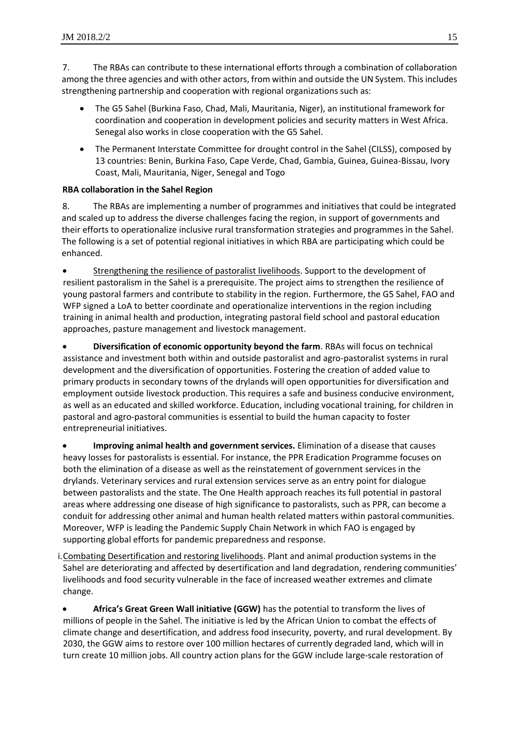7. The RBAs can contribute to these international efforts through a combination of collaboration among the three agencies and with other actors, from within and outside the UN System. This includes strengthening partnership and cooperation with regional organizations such as:

- The G5 Sahel (Burkina Faso, Chad, Mali, Mauritania, Niger), an institutional framework for coordination and cooperation in development policies and security matters in West Africa. Senegal also works in close cooperation with the G5 Sahel.
- The Permanent Interstate Committee for drought control in the Sahel (CILSS), composed by 13 countries: Benin, Burkina Faso, Cape Verde, Chad, Gambia, Guinea, Guinea-Bissau, Ivory Coast, Mali, Mauritania, Niger, Senegal and Togo

**RBA collaboration in the Sahel Region**

8. The RBAs are implementing a number of programmes and initiatives that could be integrated and scaled up to address the diverse challenges facing the region, in support of governments and their efforts to operationalize inclusive rural transformation strategies and programmes in the Sahel. The following is a set of potential regional initiatives in which RBA are participating which could be enhanced.

- Strengthening the resilience of pastoralist livelihoods. Support to the development of resilient pastoralism in the Sahel is a prerequisite. The project aims to strengthen the resilience of young pastoral farmers and contribute to stability in the region. Furthermore, the G5 Sahel, FAO and WFP signed a LoA to better coordinate and operationalize interventions in the region including training in animal health and production, integrating pastoral field school and pastoral education approaches, pasture management and livestock management.

- **Diversification of economic opportunity beyond the farm**. RBAs will focus on technical assistance and investment both within and outside pastoralist and agro-pastoralist systems in rural development and the diversification of opportunities. Fostering the creation of added value to primary products in secondary towns of the drylands will open opportunities for diversification and employment outside livestock production. This requires a safe and business conducive environment, as well as an educated and skilled workforce. Education, including vocational training, for children in pastoral and agro-pastoral communities is essential to build the human capacity to foster entrepreneurial initiatives.

- **Improving animal health and government services.** Elimination of a disease that causes heavy losses for pastoralists is essential. For instance, the PPR Eradication Programme focuses on both the elimination of a disease as well as the reinstatement of government services in the drylands. Veterinary services and rural extension services serve as an entry point for dialogue between pastoralists and the state. The One Health approach reaches its full potential in pastoral areas where addressing one disease of high significance to pastoralists, such as PPR, can become a conduit for addressing other animal and human health related matters within pastoral communities. Moreover, WFP is leading the Pandemic Supply Chain Network in which FAO is engaged by supporting global efforts for pandemic preparedness and response.

i. Combating Desertification and restoring livelihoods. Plant and animal production systems in the Sahel are deteriorating and affected by desertification and land degradation, rendering communities' livelihoods and food security vulnerable in the face of increased weather extremes and climate change.

- **Africa's Great Green Wall initiative (GGW)** has the potential to transform the lives of millions of people in the Sahel. The initiative is led by the African Union to combat the effects of climate change and desertification, and address food insecurity, poverty, and rural development. By 2030, the GGW aims to restore over 100 million hectares of currently degraded land, which will in turn create 10 million jobs. All country action plans for the GGW include large-scale restoration of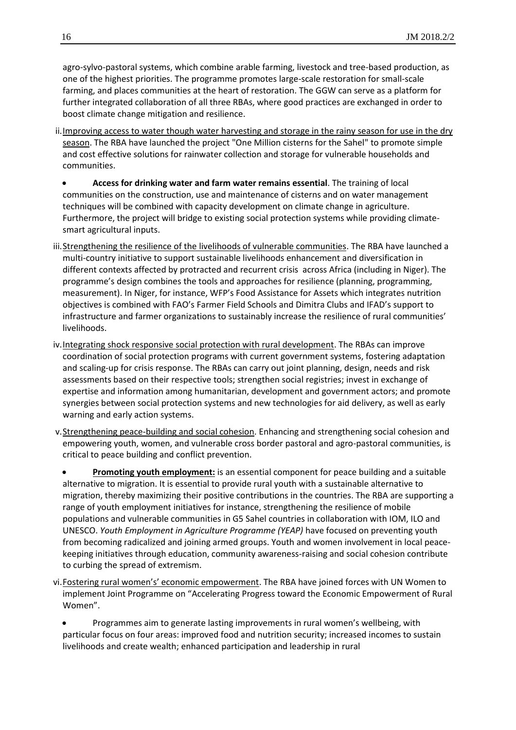agro-sylvo-pastoral systems, which combine arable farming, livestock and tree-based production, as one of the highest priorities. The programme promotes large-scale restoration for small-scale farming, and places communities at the heart of restoration. The GGW can serve as a platform for further integrated collaboration of all three RBAs, where good practices are exchanged in order to boost climate change mitigation and resilience.

ii. Improving access to water though water harvesting and storage in the rainy season for use in the dry season. The RBA have launched the project "One Million cisterns for the Sahel" to promote simple and cost effective solutions for rainwater collection and storage for vulnerable households and communities.

- **Access for drinking water and farm water remains essential**. The training of local communities on the construction, use and maintenance of cisterns and on water management techniques will be combined with capacity development on climate change in agriculture. Furthermore, the project will bridge to existing social protection systems while providing climate-smart agricultural inputs.

iii. Strengthening the resilience of the livelihoods of vulnerable communities. The RBA have launched a multi-country initiative to support sustainable livelihoods enhancement and diversification in different contexts affected by protracted and recurrent crisis across Africa (including in Niger). The programme's design combines the tools and approaches for resilience (planning, programming, measurement). In Niger, for instance, WFP's Food Assistance for Assets which integrates nutrition objectives is combined with FAO's Farmer Field Schools and Dimitra Clubs and IFAD's support to infrastructure and farmer organizations to sustainably increase the resilience of rural communities' livelihoods.

iv. Integrating shock responsive social protection with rural development. The RBAs can improve coordination of social protection programs with current government systems, fostering adaptation and scaling-up for crisis response. The RBAs can carry out joint planning, design, needs and risk assessments based on their respective tools; strengthen social registries; invest in exchange of expertise and information among humanitarian, development and government actors; and promote synergies between social protection systems and new technologies for aid delivery, as well as early warning and early action systems.

v. Strengthening peace-building and social cohesion. Enhancing and strengthening social cohesion and empowering youth, women, and vulnerable cross border pastoral and agro-pastoral communities, is critical to peace building and conflict prevention.

- **Promoting youth employment:** is an essential component for peace building and a suitable alternative to migration. It is essential to provide rural youth with a sustainable alternative to migration, thereby maximizing their positive contributions in the countries. The RBA are supporting a range of youth employment initiatives for instance, strengthening the resilience of mobile populations and vulnerable communities in G5 Sahel countries in collaboration with IOM, ILO and UNESCO. *Youth Employment in Agriculture Programme (YEAP)* have focused on preventing youth from becoming radicalized and joining armed groups. Youth and women involvement in local peace-keeping initiatives through education, community awareness-raising and social cohesion contribute to curbing the spread of extremism.

vi. Fostering rural women's' economic empowerment. The RBA have joined forces with UN Women to implement Joint Programme on "Accelerating Progress toward the Economic Empowerment of Rural Women".

- Programmes aim to generate lasting improvements in rural women's wellbeing, with particular focus on four areas: improved food and nutrition security; increased incomes to sustain livelihoods and create wealth; enhanced participation and leadership in rural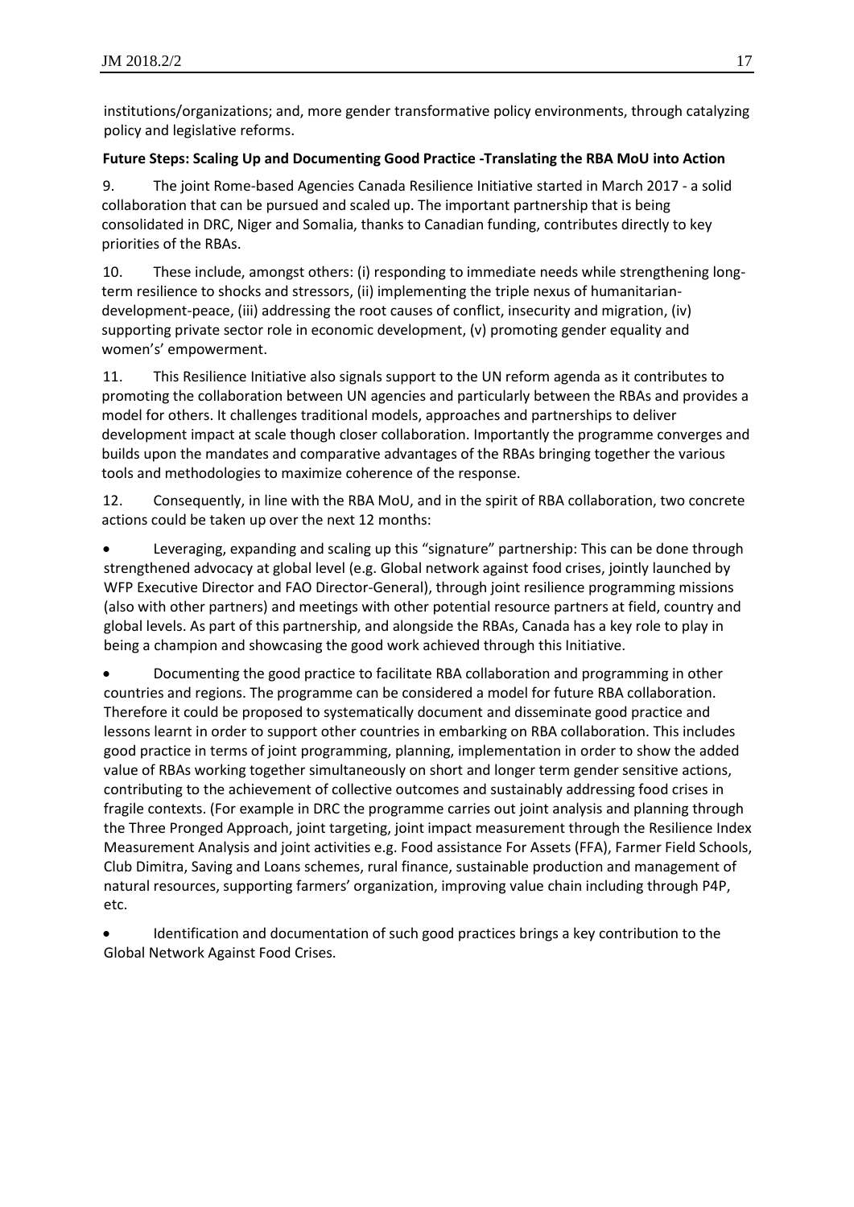institutions/organizations; and, more gender transformative policy environments, through catalyzing policy and legislative reforms.

**Future Steps: Scaling Up and Documenting Good Practice -Translating the RBA MoU into Action**

9. The joint Rome-based Agencies Canada Resilience Initiative started in March 2017 - a solid collaboration that can be pursued and scaled up. The important partnership that is being consolidated in DRC, Niger and Somalia, thanks to Canadian funding, contributes directly to key priorities of the RBAs.

10. These include, amongst others: (i) responding to immediate needs while strengthening long-term resilience to shocks and stressors, (ii) implementing the triple nexus of humanitarian-development-peace, (iii) addressing the root causes of conflict, insecurity and migration, (iv) supporting private sector role in economic development, (v) promoting gender equality and women's' empowerment.

11. This Resilience Initiative also signals support to the UN reform agenda as it contributes to promoting the collaboration between UN agencies and particularly between the RBAs and provides a model for others. It challenges traditional models, approaches and partnerships to deliver development impact at scale though closer collaboration. Importantly the programme converges and builds upon the mandates and comparative advantages of the RBAs bringing together the various tools and methodologies to maximize coherence of the response.

12. Consequently, in line with the RBA MoU, and in the spirit of RBA collaboration, two concrete actions could be taken up over the next 12 months:

- Leveraging, expanding and scaling up this "signature" partnership: This can be done through strengthened advocacy at global level (e.g. Global network against food crises, jointly launched by WFP Executive Director and FAO Director-General), through joint resilience programming missions (also with other partners) and meetings with other potential resource partners at field, country and global levels. As part of this partnership, and alongside the RBAs, Canada has a key role to play in being a champion and showcasing the good work achieved through this Initiative.

- Documenting the good practice to facilitate RBA collaboration and programming in other countries and regions. The programme can be considered a model for future RBA collaboration. Therefore it could be proposed to systematically document and disseminate good practice and lessons learnt in order to support other countries in embarking on RBA collaboration. This includes good practice in terms of joint programming, planning, implementation in order to show the added value of RBAs working together simultaneously on short and longer term gender sensitive actions, contributing to the achievement of collective outcomes and sustainably addressing food crises in fragile contexts. (For example in DRC the programme carries out joint analysis and planning through the Three Pronged Approach, joint targeting, joint impact measurement through the Resilience Index Measurement Analysis and joint activities e.g. Food assistance For Assets (FFA), Farmer Field Schools, Club Dimitra, Saving and Loans schemes, rural finance, sustainable production and management of natural resources, supporting farmers' organization, improving value chain including through P4P, etc.

- Identification and documentation of such good practices brings a key contribution to the Global Network Against Food Crises.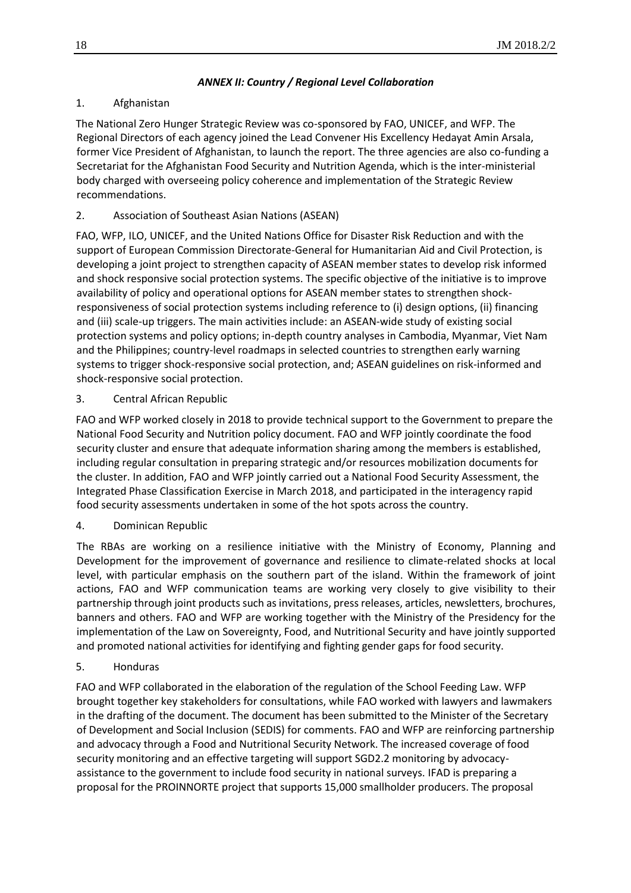### *ANNEX II: Country / Regional Level Collaboration*

1. Afghanistan

The National Zero Hunger Strategic Review was co-sponsored by FAO, UNICEF, and WFP. The Regional Directors of each agency joined the Lead Convener His Excellency Hedayat Amin Arsala, former Vice President of Afghanistan, to launch the report. The three agencies are also co-funding a Secretariat for the Afghanistan Food Security and Nutrition Agenda, which is the inter-ministerial body charged with overseeing policy coherence and implementation of the Strategic Review recommendations.

2. Association of Southeast Asian Nations (ASEAN)

FAO, WFP, ILO, UNICEF, and the United Nations Office for Disaster Risk Reduction and with the support of European Commission Directorate-General for Humanitarian Aid and Civil Protection, is developing a joint project to strengthen capacity of ASEAN member states to develop risk informed and shock responsive social protection systems. The specific objective of the initiative is to improve availability of policy and operational options for ASEAN member states to strengthen shock-responsiveness of social protection systems including reference to (i) design options, (ii) financing and (iii) scale-up triggers. The main activities include: an ASEAN-wide study of existing social protection systems and policy options; in-depth country analyses in Cambodia, Myanmar, Viet Nam and the Philippines; country-level roadmaps in selected countries to strengthen early warning systems to trigger shock-responsive social protection, and; ASEAN guidelines on risk-informed and shock-responsive social protection.

3. Central African Republic

FAO and WFP worked closely in 2018 to provide technical support to the Government to prepare the National Food Security and Nutrition policy document. FAO and WFP jointly coordinate the food security cluster and ensure that adequate information sharing among the members is established, including regular consultation in preparing strategic and/or resources mobilization documents for the cluster. In addition, FAO and WFP jointly carried out a National Food Security Assessment, the Integrated Phase Classification Exercise in March 2018, and participated in the interagency rapid food security assessments undertaken in some of the hot spots across the country.

4. Dominican Republic

The RBAs are working on a resilience initiative with the Ministry of Economy, Planning and Development for the improvement of governance and resilience to climate-related shocks at local level, with particular emphasis on the southern part of the island. Within the framework of joint actions, FAO and WFP communication teams are working very closely to give visibility to their partnership through joint products such as invitations, press releases, articles, newsletters, brochures, banners and others. FAO and WFP are working together with the Ministry of the Presidency for the implementation of the Law on Sovereignty, Food, and Nutritional Security and have jointly supported and promoted national activities for identifying and fighting gender gaps for food security.

5. Honduras

FAO and WFP collaborated in the elaboration of the regulation of the School Feeding Law. WFP brought together key stakeholders for consultations, while FAO worked with lawyers and lawmakers in the drafting of the document. The document has been submitted to the Minister of the Secretary of Development and Social Inclusion (SEDIS) for comments. FAO and WFP are reinforcing partnership and advocacy through a Food and Nutritional Security Network. The increased coverage of food security monitoring and an effective targeting will support SGD2.2 monitoring by advocacy-assistance to the government to include food security in national surveys. IFAD is preparing a proposal for the PROINNORTE project that supports 15,000 smallholder producers. The proposal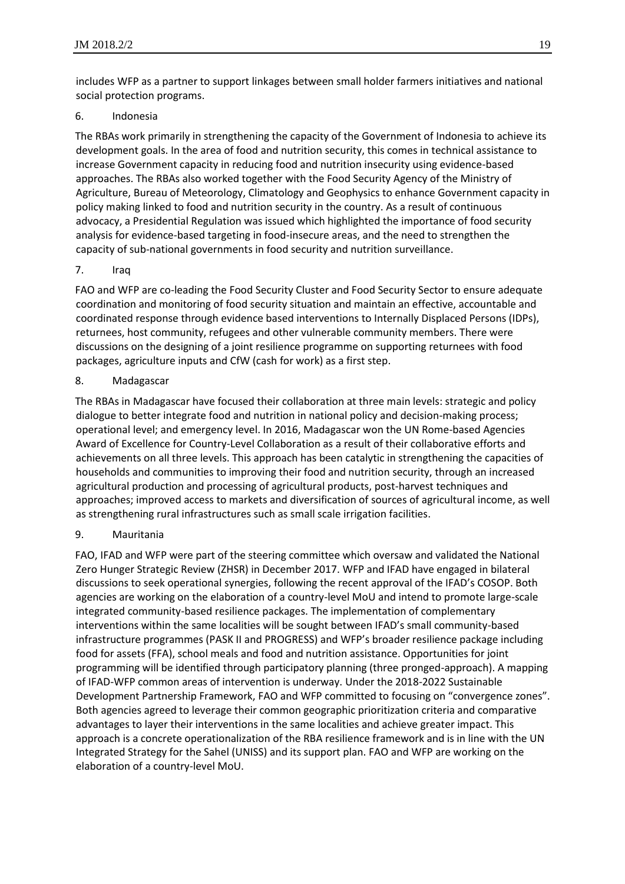includes WFP as a partner to support linkages between small holder farmers initiatives and national social protection programs.

6. Indonesia

The RBAs work primarily in strengthening the capacity of the Government of Indonesia to achieve its development goals. In the area of food and nutrition security, this comes in technical assistance to increase Government capacity in reducing food and nutrition insecurity using evidence-based approaches. The RBAs also worked together with the Food Security Agency of the Ministry of Agriculture, Bureau of Meteorology, Climatology and Geophysics to enhance Government capacity in policy making linked to food and nutrition security in the country. As a result of continuous advocacy, a Presidential Regulation was issued which highlighted the importance of food security analysis for evidence-based targeting in food-insecure areas, and the need to strengthen the capacity of sub-national governments in food security and nutrition surveillance.

7. Iraq

FAO and WFP are co-leading the Food Security Cluster and Food Security Sector to ensure adequate coordination and monitoring of food security situation and maintain an effective, accountable and coordinated response through evidence based interventions to Internally Displaced Persons (IDPs), returnees, host community, refugees and other vulnerable community members. There were discussions on the designing of a joint resilience programme on supporting returnees with food packages, agriculture inputs and CfW (cash for work) as a first step.

8. Madagascar

The RBAs in Madagascar have focused their collaboration at three main levels: strategic and policy dialogue to better integrate food and nutrition in national policy and decision-making process; operational level; and emergency level. In 2016, Madagascar won the UN Rome-based Agencies Award of Excellence for Country-Level Collaboration as a result of their collaborative efforts and achievements on all three levels. This approach has been catalytic in strengthening the capacities of households and communities to improving their food and nutrition security, through an increased agricultural production and processing of agricultural products, post-harvest techniques and approaches; improved access to markets and diversification of sources of agricultural income, as well as strengthening rural infrastructures such as small scale irrigation facilities.

9. Mauritania

FAO, IFAD and WFP were part of the steering committee which oversaw and validated the National Zero Hunger Strategic Review (ZHSR) in December 2017. WFP and IFAD have engaged in bilateral discussions to seek operational synergies, following the recent approval of the IFAD's COSOP. Both agencies are working on the elaboration of a country-level MoU and intend to promote large-scale integrated community-based resilience packages. The implementation of complementary interventions within the same localities will be sought between IFAD's small community-based infrastructure programmes (PASK II and PROGRESS) and WFP's broader resilience package including food for assets (FFA), school meals and food and nutrition assistance. Opportunities for joint programming will be identified through participatory planning (three pronged-approach). A mapping of IFAD-WFP common areas of intervention is underway. Under the 2018-2022 Sustainable Development Partnership Framework, FAO and WFP committed to focusing on "convergence zones". Both agencies agreed to leverage their common geographic prioritization criteria and comparative advantages to layer their interventions in the same localities and achieve greater impact. This approach is a concrete operationalization of the RBA resilience framework and is in line with the UN Integrated Strategy for the Sahel (UNISS) and its support plan. FAO and WFP are working on the elaboration of a country-level MoU.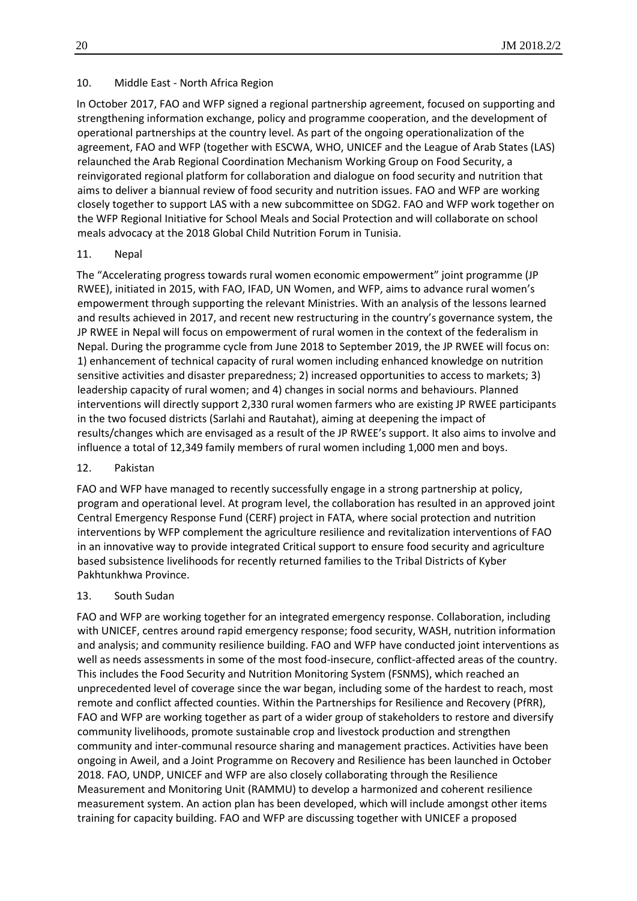10. Middle East - North Africa Region

In October 2017, FAO and WFP signed a regional partnership agreement, focused on supporting and strengthening information exchange, policy and programme cooperation, and the development of operational partnerships at the country level. As part of the ongoing operationalization of the agreement, FAO and WFP (together with ESCWA, WHO, UNICEF and the League of Arab States (LAS) relaunched the Arab Regional Coordination Mechanism Working Group on Food Security, a reinvigorated regional platform for collaboration and dialogue on food security and nutrition that aims to deliver a biannual review of food security and nutrition issues. FAO and WFP are working closely together to support LAS with a new subcommittee on SDG2. FAO and WFP work together on the WFP Regional Initiative for School Meals and Social Protection and will collaborate on school meals advocacy at the 2018 Global Child Nutrition Forum in Tunisia.

11. Nepal

The "Accelerating progress towards rural women economic empowerment" joint programme (JP RWEE), initiated in 2015, with FAO, IFAD, UN Women, and WFP, aims to advance rural women's empowerment through supporting the relevant Ministries. With an analysis of the lessons learned and results achieved in 2017, and recent new restructuring in the country's governance system, the JP RWEE in Nepal will focus on empowerment of rural women in the context of the federalism in Nepal. During the programme cycle from June 2018 to September 2019, the JP RWEE will focus on: 1) enhancement of technical capacity of rural women including enhanced knowledge on nutrition sensitive activities and disaster preparedness; 2) increased opportunities to access to markets; 3) leadership capacity of rural women; and 4) changes in social norms and behaviours. Planned interventions will directly support 2,330 rural women farmers who are existing JP RWEE participants in the two focused districts (Sarlahi and Rautahat), aiming at deepening the impact of results/changes which are envisaged as a result of the JP RWEE's support. It also aims to involve and influence a total of 12,349 family members of rural women including 1,000 men and boys.

12. Pakistan

FAO and WFP have managed to recently successfully engage in a strong partnership at policy, program and operational level. At program level, the collaboration has resulted in an approved joint Central Emergency Response Fund (CERF) project in FATA, where social protection and nutrition interventions by WFP complement the agriculture resilience and revitalization interventions of FAO in an innovative way to provide integrated Critical support to ensure food security and agriculture based subsistence livelihoods for recently returned families to the Tribal Districts of Kyber Pakhtunkhwa Province.

13. South Sudan

FAO and WFP are working together for an integrated emergency response. Collaboration, including with UNICEF, centres around rapid emergency response; food security, WASH, nutrition information and analysis; and community resilience building. FAO and WFP have conducted joint interventions as well as needs assessments in some of the most food-insecure, conflict-affected areas of the country. This includes the Food Security and Nutrition Monitoring System (FSNMS), which reached an unprecedented level of coverage since the war began, including some of the hardest to reach, most remote and conflict affected counties. Within the Partnerships for Resilience and Recovery (PfRR), FAO and WFP are working together as part of a wider group of stakeholders to restore and diversify community livelihoods, promote sustainable crop and livestock production and strengthen community and inter-communal resource sharing and management practices. Activities have been ongoing in Aweil, and a Joint Programme on Recovery and Resilience has been launched in October 2018. FAO, UNDP, UNICEF and WFP are also closely collaborating through the Resilience Measurement and Monitoring Unit (RAMMU) to develop a harmonized and coherent resilience measurement system. An action plan has been developed, which will include amongst other items training for capacity building. FAO and WFP are discussing together with UNICEF a proposed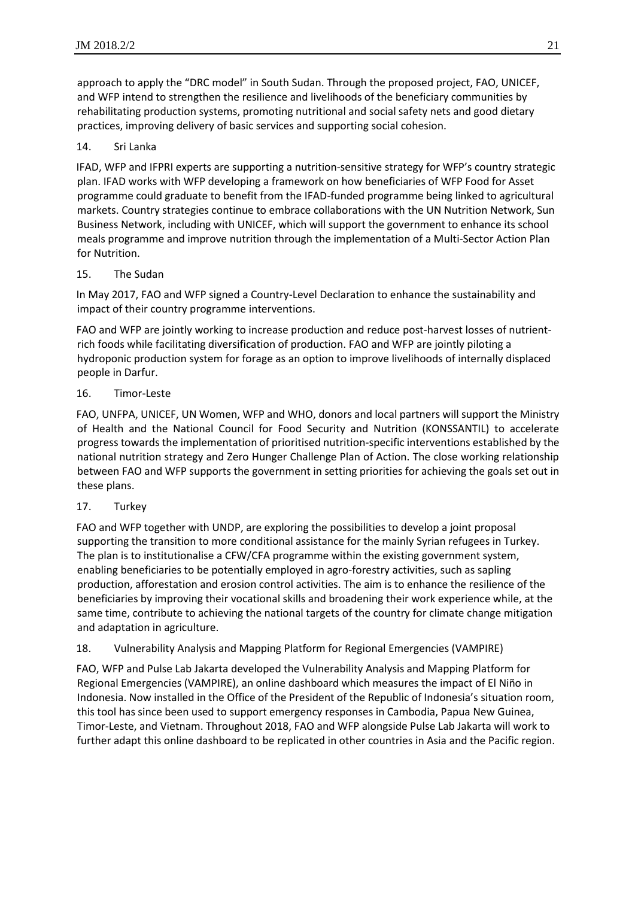approach to apply the "DRC model" in South Sudan. Through the proposed project, FAO, UNICEF, and WFP intend to strengthen the resilience and livelihoods of the beneficiary communities by rehabilitating production systems, promoting nutritional and social safety nets and good dietary practices, improving delivery of basic services and supporting social cohesion.

14. Sri Lanka

IFAD, WFP and IFPRI experts are supporting a nutrition-sensitive strategy for WFP's country strategic plan. IFAD works with WFP developing a framework on how beneficiaries of WFP Food for Asset programme could graduate to benefit from the IFAD-funded programme being linked to agricultural markets. Country strategies continue to embrace collaborations with the UN Nutrition Network, Sun Business Network, including with UNICEF, which will support the government to enhance its school meals programme and improve nutrition through the implementation of a Multi-Sector Action Plan for Nutrition.

15. The Sudan

In May 2017, FAO and WFP signed a Country-Level Declaration to enhance the sustainability and impact of their country programme interventions.

FAO and WFP are jointly working to increase production and reduce post-harvest losses of nutrient-rich foods while facilitating diversification of production. FAO and WFP are jointly piloting a hydroponic production system for forage as an option to improve livelihoods of internally displaced people in Darfur.

16. Timor-Leste

FAO, UNFPA, UNICEF, UN Women, WFP and WHO, donors and local partners will support the Ministry of Health and the National Council for Food Security and Nutrition (KONSSANTIL) to accelerate progress towards the implementation of prioritised nutrition-specific interventions established by the national nutrition strategy and Zero Hunger Challenge Plan of Action. The close working relationship between FAO and WFP supports the government in setting priorities for achieving the goals set out in these plans.

17. Turkey

FAO and WFP together with UNDP, are exploring the possibilities to develop a joint proposal supporting the transition to more conditional assistance for the mainly Syrian refugees in Turkey. The plan is to institutionalise a CFW/CFA programme within the existing government system, enabling beneficiaries to be potentially employed in agro-forestry activities, such as sapling production, afforestation and erosion control activities. The aim is to enhance the resilience of the beneficiaries by improving their vocational skills and broadening their work experience while, at the same time, contribute to achieving the national targets of the country for climate change mitigation and adaptation in agriculture.

18. Vulnerability Analysis and Mapping Platform for Regional Emergencies (VAMPIRE)

FAO, WFP and Pulse Lab Jakarta developed the Vulnerability Analysis and Mapping Platform for Regional Emergencies (VAMPIRE), an online dashboard which measures the impact of El Niño in Indonesia. Now installed in the Office of the President of the Republic of Indonesia's situation room, this tool has since been used to support emergency responses in Cambodia, Papua New Guinea, Timor-Leste, and Vietnam. Throughout 2018, FAO and WFP alongside Pulse Lab Jakarta will work to further adapt this online dashboard to be replicated in other countries in Asia and the Pacific region.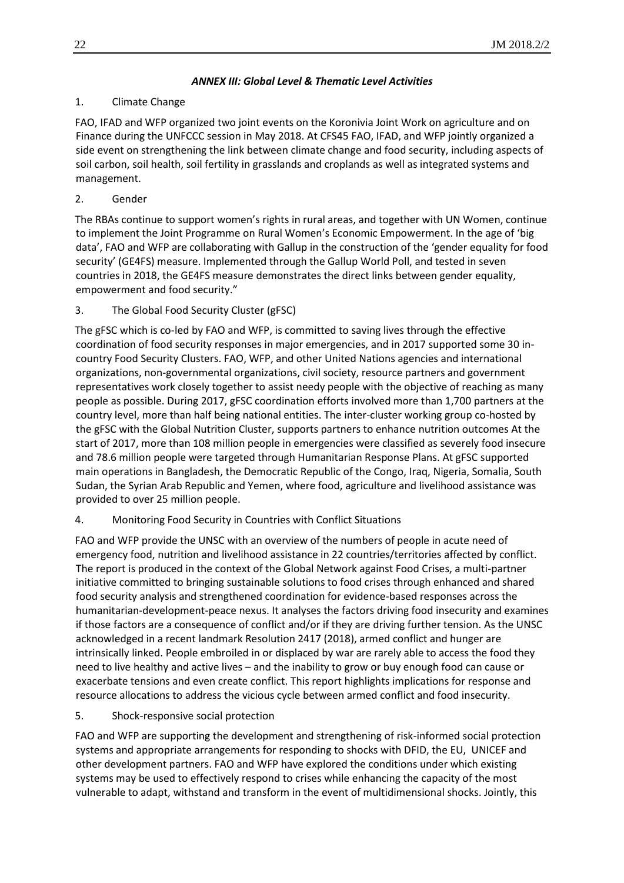### *ANNEX III: Global Level & Thematic Level Activities*

1. Climate Change

FAO, IFAD and WFP organized two joint events on the Koronivia Joint Work on agriculture and on Finance during the UNFCCC session in May 2018. At CFS45 FAO, IFAD, and WFP jointly organized a side event on strengthening the link between climate change and food security, including aspects of soil carbon, soil health, soil fertility in grasslands and croplands as well as integrated systems and management.

2. Gender

The RBAs continue to support women's rights in rural areas, and together with UN Women, continue to implement the Joint Programme on Rural Women's Economic Empowerment. In the age of 'big data', FAO and WFP are collaborating with Gallup in the construction of the 'gender equality for food security' (GE4FS) measure. Implemented through the Gallup World Poll, and tested in seven countries in 2018, the GE4FS measure demonstrates the direct links between gender equality, empowerment and food security."

3. The Global Food Security Cluster (gFSC)

The gFSC which is co-led by FAO and WFP, is committed to saving lives through the effective coordination of food security responses in major emergencies, and in 2017 supported some 30 in-country Food Security Clusters. FAO, WFP, and other United Nations agencies and international organizations, non-governmental organizations, civil society, resource partners and government representatives work closely together to assist needy people with the objective of reaching as many people as possible. During 2017, gFSC coordination efforts involved more than 1,700 partners at the country level, more than half being national entities. The inter-cluster working group co-hosted by the gFSC with the Global Nutrition Cluster, supports partners to enhance nutrition outcomes At the start of 2017, more than 108 million people in emergencies were classified as severely food insecure and 78.6 million people were targeted through Humanitarian Response Plans. At gFSC supported main operations in Bangladesh, the Democratic Republic of the Congo, Iraq, Nigeria, Somalia, South Sudan, the Syrian Arab Republic and Yemen, where food, agriculture and livelihood assistance was provided to over 25 million people.

4. Monitoring Food Security in Countries with Conflict Situations

FAO and WFP provide the UNSC with an overview of the numbers of people in acute need of emergency food, nutrition and livelihood assistance in 22 countries/territories affected by conflict. The report is produced in the context of the Global Network against Food Crises, a multi-partner initiative committed to bringing sustainable solutions to food crises through enhanced and shared food security analysis and strengthened coordination for evidence-based responses across the humanitarian-development-peace nexus. It analyses the factors driving food insecurity and examines if those factors are a consequence of conflict and/or if they are driving further tension. As the UNSC acknowledged in a recent landmark Resolution 2417 (2018), armed conflict and hunger are intrinsically linked. People embroiled in or displaced by war are rarely able to access the food they need to live healthy and active lives – and the inability to grow or buy enough food can cause or exacerbate tensions and even create conflict. This report highlights implications for response and resource allocations to address the vicious cycle between armed conflict and food insecurity.

5. Shock-responsive social protection

FAO and WFP are supporting the development and strengthening of risk-informed social protection systems and appropriate arrangements for responding to shocks with DFID, the EU, UNICEF and other development partners. FAO and WFP have explored the conditions under which existing systems may be used to effectively respond to crises while enhancing the capacity of the most vulnerable to adapt, withstand and transform in the event of multidimensional shocks. Jointly, this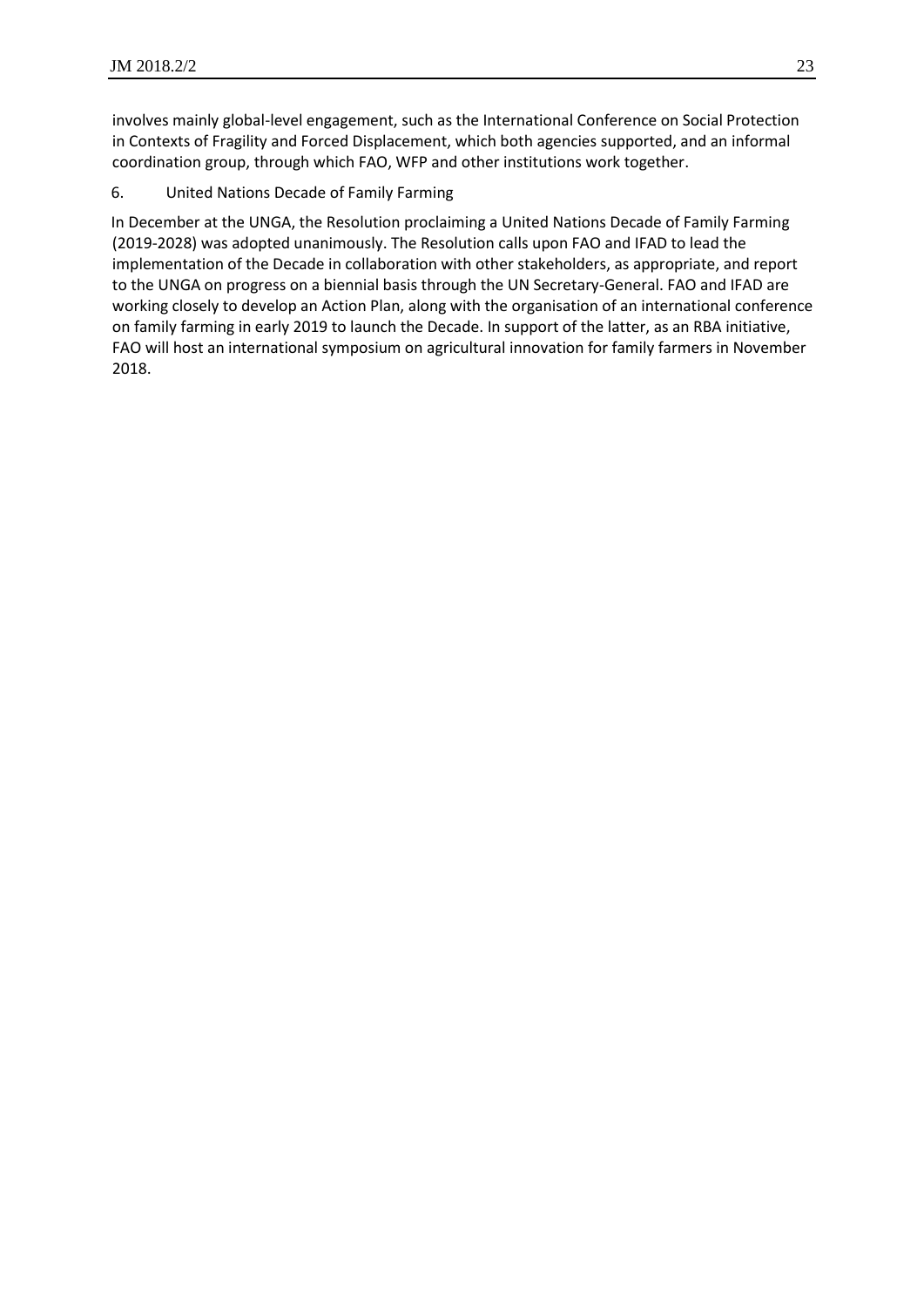involves mainly global-level engagement, such as the International Conference on Social Protection in Contexts of Fragility and Forced Displacement, which both agencies supported, and an informal coordination group, through which FAO, WFP and other institutions work together.

6. United Nations Decade of Family Farming

In December at the UNGA, the Resolution proclaiming a United Nations Decade of Family Farming (2019-2028) was adopted unanimously. The Resolution calls upon FAO and IFAD to lead the implementation of the Decade in collaboration with other stakeholders, as appropriate, and report to the UNGA on progress on a biennial basis through the UN Secretary-General. FAO and IFAD are working closely to develop an Action Plan, along with the organisation of an international conference on family farming in early 2019 to launch the Decade. In support of the latter, as an RBA initiative, FAO will host an international symposium on agricultural innovation for family farmers in November 2018.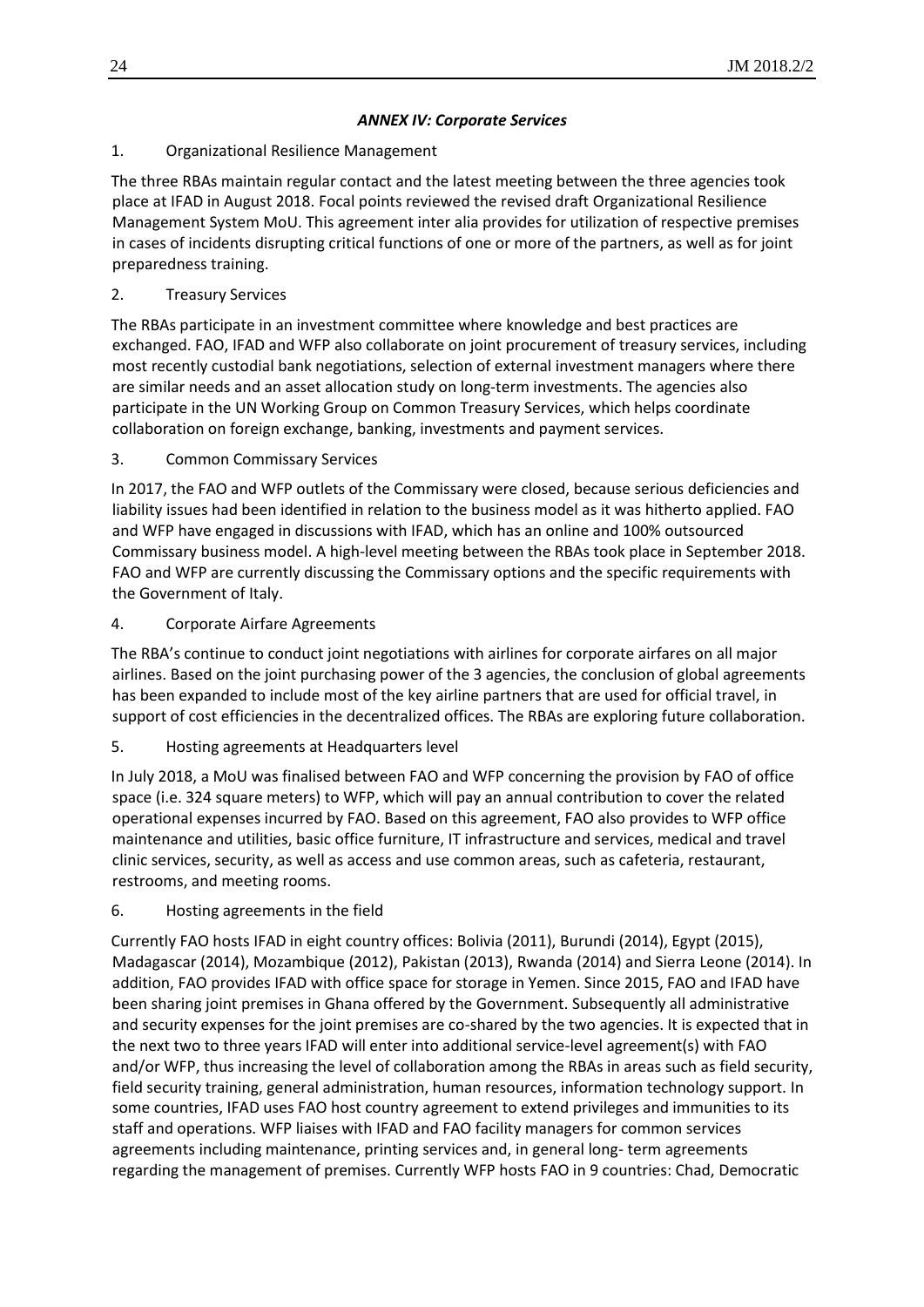### *ANNEX IV: Corporate Services*

1. Organizational Resilience Management

The three RBAs maintain regular contact and the latest meeting between the three agencies took place at IFAD in August 2018. Focal points reviewed the revised draft Organizational Resilience Management System MoU. This agreement inter alia provides for utilization of respective premises in cases of incidents disrupting critical functions of one or more of the partners, as well as for joint preparedness training.

2. Treasury Services

The RBAs participate in an investment committee where knowledge and best practices are exchanged. FAO, IFAD and WFP also collaborate on joint procurement of treasury services, including most recently custodial bank negotiations, selection of external investment managers where there are similar needs and an asset allocation study on long-term investments. The agencies also participate in the UN Working Group on Common Treasury Services, which helps coordinate collaboration on foreign exchange, banking, investments and payment services.

3. Common Commissary Services

In 2017, the FAO and WFP outlets of the Commissary were closed, because serious deficiencies and liability issues had been identified in relation to the business model as it was hitherto applied. FAO and WFP have engaged in discussions with IFAD, which has an online and 100% outsourced Commissary business model. A high-level meeting between the RBAs took place in September 2018. FAO and WFP are currently discussing the Commissary options and the specific requirements with the Government of Italy.

4. Corporate Airfare Agreements

The RBA's continue to conduct joint negotiations with airlines for corporate airfares on all major airlines. Based on the joint purchasing power of the 3 agencies, the conclusion of global agreements has been expanded to include most of the key airline partners that are used for official travel, in support of cost efficiencies in the decentralized offices. The RBAs are exploring future collaboration.

5. Hosting agreements at Headquarters level

In July 2018, a MoU was finalised between FAO and WFP concerning the provision by FAO of office space (i.e. 324 square meters) to WFP, which will pay an annual contribution to cover the related operational expenses incurred by FAO. Based on this agreement, FAO also provides to WFP office maintenance and utilities, basic office furniture, IT infrastructure and services, medical and travel clinic services, security, as well as access and use common areas, such as cafeteria, restaurant, restrooms, and meeting rooms.

6. Hosting agreements in the field

Currently FAO hosts IFAD in eight country offices: Bolivia (2011), Burundi (2014), Egypt (2015), Madagascar (2014), Mozambique (2012), Pakistan (2013), Rwanda (2014) and Sierra Leone (2014). In addition, FAO provides IFAD with office space for storage in Yemen. Since 2015, FAO and IFAD have been sharing joint premises in Ghana offered by the Government. Subsequently all administrative and security expenses for the joint premises are co-shared by the two agencies. It is expected that in the next two to three years IFAD will enter into additional service-level agreement(s) with FAO and/or WFP, thus increasing the level of collaboration among the RBAs in areas such as field security, field security training, general administration, human resources, information technology support. In some countries, IFAD uses FAO host country agreement to extend privileges and immunities to its staff and operations. WFP liaises with IFAD and FAO facility managers for common services agreements including maintenance, printing services and, in general long- term agreements regarding the management of premises. Currently WFP hosts FAO in 9 countries: Chad, Democratic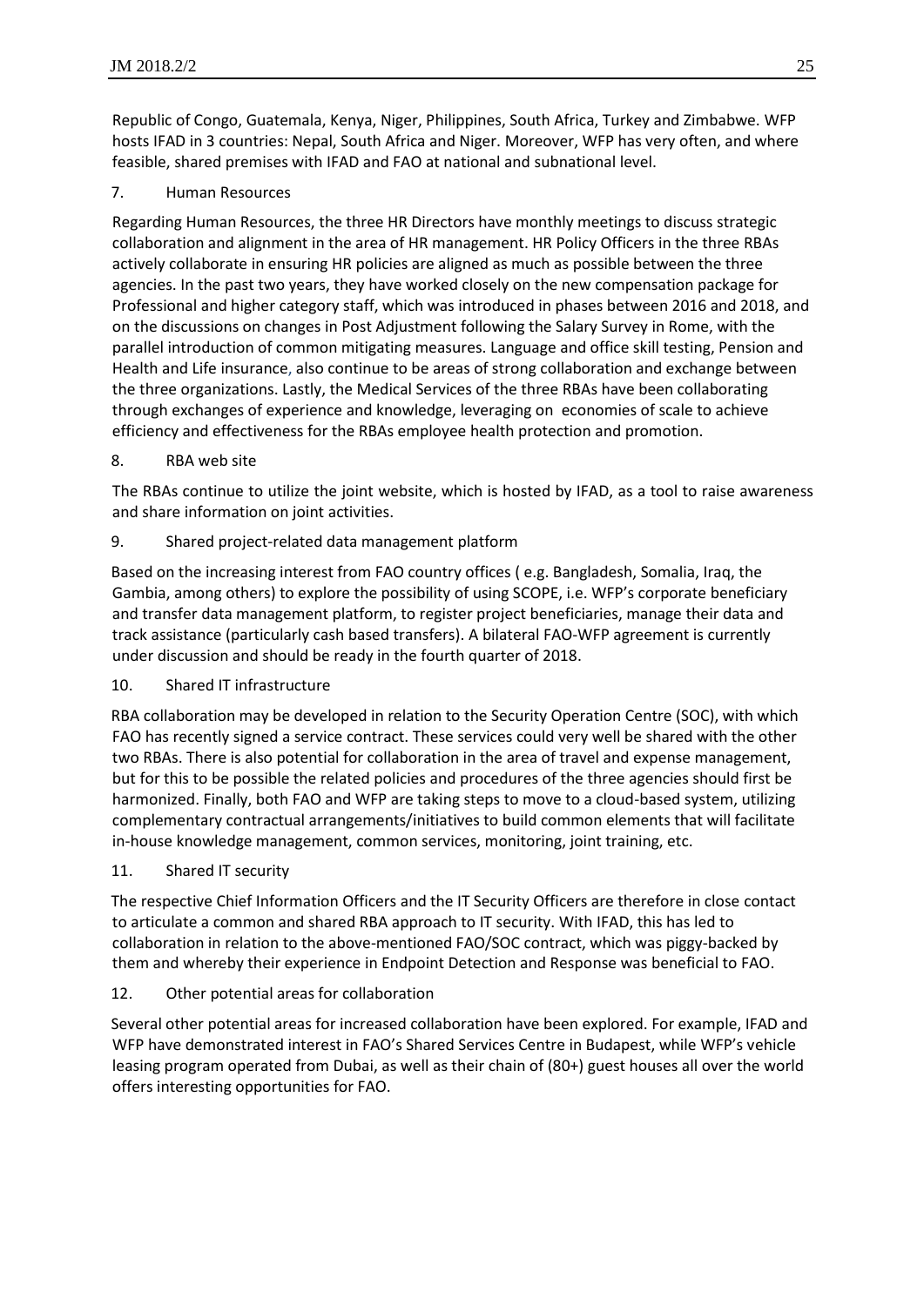Republic of Congo, Guatemala, Kenya, Niger, Philippines, South Africa, Turkey and Zimbabwe. WFP hosts IFAD in 3 countries: Nepal, South Africa and Niger. Moreover, WFP has very often, and where feasible, shared premises with IFAD and FAO at national and subnational level.

7. Human Resources

Regarding Human Resources, the three HR Directors have monthly meetings to discuss strategic collaboration and alignment in the area of HR management. HR Policy Officers in the three RBAs actively collaborate in ensuring HR policies are aligned as much as possible between the three agencies. In the past two years, they have worked closely on the new compensation package for Professional and higher category staff, which was introduced in phases between 2016 and 2018, and on the discussions on changes in Post Adjustment following the Salary Survey in Rome, with the parallel introduction of common mitigating measures. Language and office skill testing, Pension and Health and Life insurance, also continue to be areas of strong collaboration and exchange between the three organizations. Lastly, the Medical Services of the three RBAs have been collaborating through exchanges of experience and knowledge, leveraging on economies of scale to achieve efficiency and effectiveness for the RBAs employee health protection and promotion.

8. RBA web site

The RBAs continue to utilize the joint website, which is hosted by IFAD, as a tool to raise awareness and share information on joint activities.

9. Shared project-related data management platform

Based on the increasing interest from FAO country offices ( e.g. Bangladesh, Somalia, Iraq, the Gambia, among others) to explore the possibility of using SCOPE, i.e. WFP's corporate beneficiary and transfer data management platform, to register project beneficiaries, manage their data and track assistance (particularly cash based transfers). A bilateral FAO-WFP agreement is currently under discussion and should be ready in the fourth quarter of 2018.

10. Shared IT infrastructure

RBA collaboration may be developed in relation to the Security Operation Centre (SOC), with which FAO has recently signed a service contract. These services could very well be shared with the other two RBAs. There is also potential for collaboration in the area of travel and expense management, but for this to be possible the related policies and procedures of the three agencies should first be harmonized. Finally, both FAO and WFP are taking steps to move to a cloud-based system, utilizing complementary contractual arrangements/initiatives to build common elements that will facilitate in-house knowledge management, common services, monitoring, joint training, etc.

11. Shared IT security

The respective Chief Information Officers and the IT Security Officers are therefore in close contact to articulate a common and shared RBA approach to IT security. With IFAD, this has led to collaboration in relation to the above-mentioned FAO/SOC contract, which was piggy-backed by them and whereby their experience in Endpoint Detection and Response was beneficial to FAO.

12. Other potential areas for collaboration

Several other potential areas for increased collaboration have been explored. For example, IFAD and WFP have demonstrated interest in FAO's Shared Services Centre in Budapest, while WFP's vehicle leasing program operated from Dubai, as well as their chain of (80+) guest houses all over the world offers interesting opportunities for FAO.